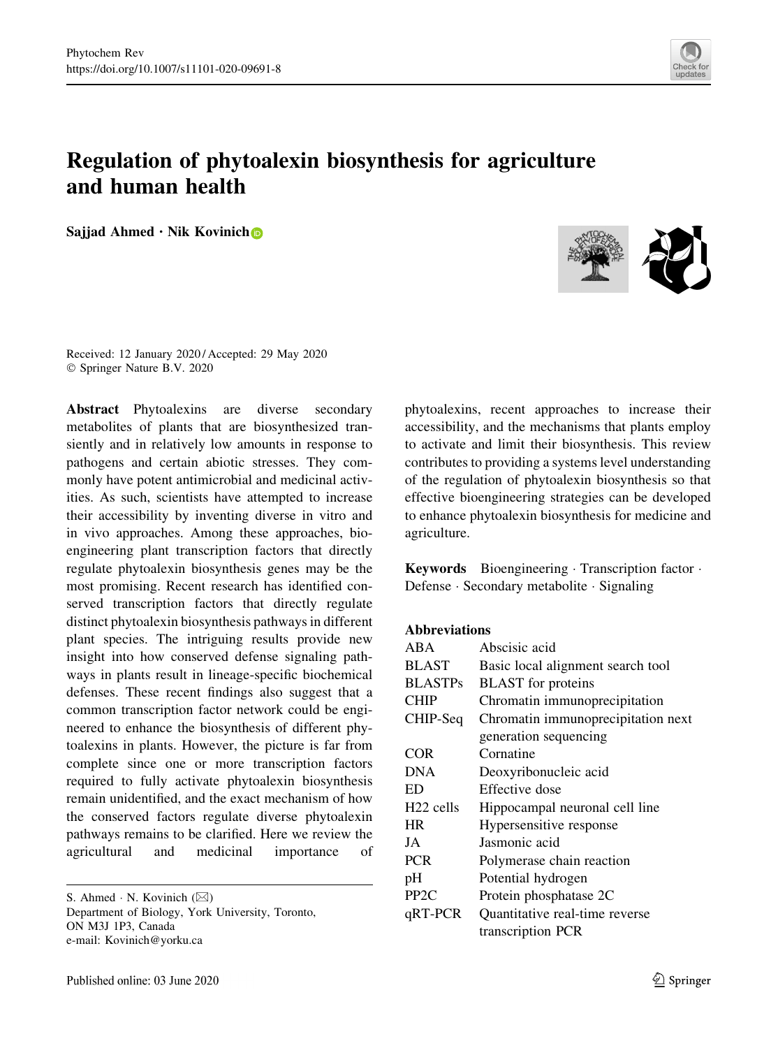# Regulation of phytoalexin biosynthesis for agriculture and human health

**Sajjad Ahmed · Nik Kovinich**

Received: 12 January 2020 / Accepted: 29 May 2020
© Springer Nature B.V. 2020

**Abstract** Phytoalexins are diverse secondary metabolites of plants that are biosynthesized transiently and in relatively low amounts in response to pathogens and certain abiotic stresses. They commonly have potent antimicrobial and medicinal activities. As such, scientists have attempted to increase their accessibility by inventing diverse in vitro and in vivo approaches. Among these approaches, bioengineering plant transcription factors that directly regulate phytoalexin biosynthesis genes may be the most promising. Recent research has identified conserved transcription factors that directly regulate distinct phytoalexin biosynthesis pathways in different plant species. The intriguing results provide new insight into how conserved defense signaling pathways in plants result in lineage-specific biochemical defenses. These recent findings also suggest that a common transcription factor network could be engineered to enhance the biosynthesis of different phytoalexins in plants. However, the picture is far from complete since one or more transcription factors required to fully activate phytoalexin biosynthesis remain unidentified, and the exact mechanism of how the conserved factors regulate diverse phytoalexin pathways remains to be clarified. Here we review the agricultural and medicinal importance of phytoalexins, recent approaches to increase their accessibility, and the mechanisms that plants employ to activate and limit their biosynthesis. This review contributes to providing a systems level understanding of the regulation of phytoalexin biosynthesis so that effective bioengineering strategies can be developed to enhance phytoalexin biosynthesis for medicine and agriculture.

**Keywords** Bioengineering · Transcription factor · Defense · Secondary metabolite · Signaling

S. Ahmed · N. Kovinich (✉)
Department of Biology, York University, Toronto, ON M3J 1P3, Canada
e-mail: Kovinich@yorku.ca

**Abbreviations**

| | |
|---|---|
| ABA | Abscisic acid |
| BLAST | Basic local alignment search tool |
| BLASTPs | BLAST for proteins |
| CHIP | Chromatin immunoprecipitation |
| CHIP-Seq | Chromatin immunoprecipitation next generation sequencing |
| COR | Cornatine |
| DNA | Deoxyribonucleic acid |
| ED | Effective dose |
| H22 cells | Hippocampal neuronal cell line |
| HR | Hypersensitive response |
| JA | Jasmonic acid |
| PCR | Polymerase chain reaction |
| pH | Potential hydrogen |
| PP2C | Protein phosphatase 2C |
| qRT-PCR | Quantitative real-time reverse transcription PCR |

Published online: 03 June 2020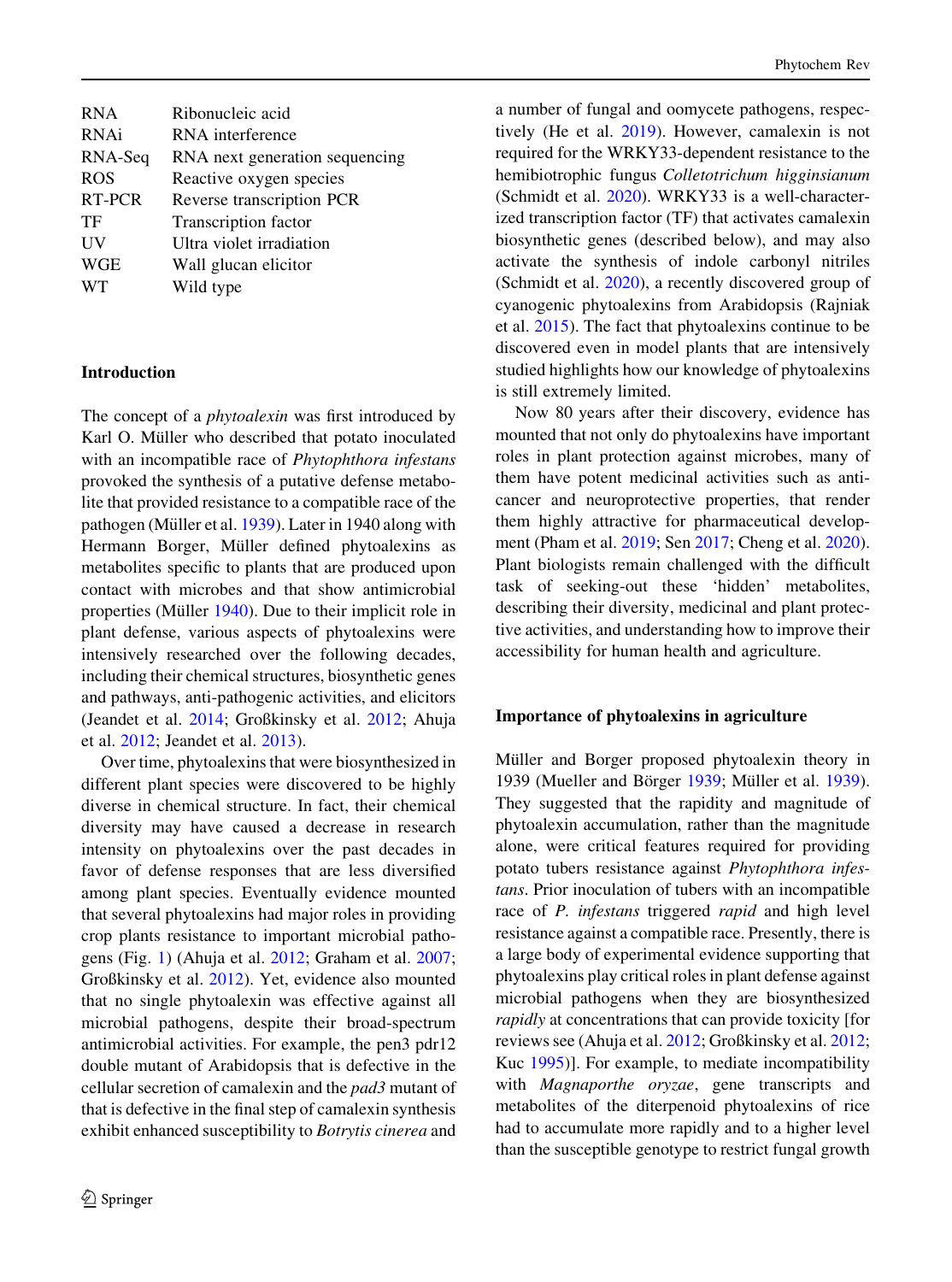| | |
|---|---|
| RNA | Ribonucleic acid |
| RNAi | RNA interference |
| RNA-Seq | RNA next generation sequencing |
| ROS | Reactive oxygen species |
| RT-PCR | Reverse transcription PCR |
| TF | Transcription factor |
| UV | Ultra violet irradiation |
| WGE | Wall glucan elicitor |
| WT | Wild type |

## Introduction

The concept of a *phytoalexin* was first introduced by Karl O. Müller who described that potato inoculated with an incompatible race of *Phytophthora infestans* provoked the synthesis of a putative defense metabolite that provided resistance to a compatible race of the pathogen (Müller et al. 1939). Later in 1940 along with Hermann Borger, Müller defined phytoalexins as metabolites specific to plants that are produced upon contact with microbes and that show antimicrobial properties (Müller 1940). Due to their implicit role in plant defense, various aspects of phytoalexins were intensively researched over the following decades, including their chemical structures, biosynthetic genes and pathways, anti-pathogenic activities, and elicitors (Jeandet et al. 2014; Großkinsky et al. 2012; Ahuja et al. 2012; Jeandet et al. 2013).

Over time, phytoalexins that were biosynthesized in different plant species were discovered to be highly diverse in chemical structure. In fact, their chemical diversity may have caused a decrease in research intensity on phytoalexins over the past decades in favor of defense responses that are less diversified among plant species. Eventually evidence mounted that several phytoalexins had major roles in providing crop plants resistance to important microbial pathogens (Fig. 1) (Ahuja et al. 2012; Graham et al. 2007; Großkinsky et al. 2012). Yet, evidence also mounted that no single phytoalexin was effective against all microbial pathogens, despite their broad-spectrum antimicrobial activities. For example, the pen3 pdr12 double mutant of Arabidopsis that is defective in the cellular secretion of camalexin and the *pad3* mutant of that is defective in the final step of camalexin synthesis exhibit enhanced susceptibility to *Botrytis cinerea* and a number of fungal and oomycete pathogens, respectively (He et al. 2019). However, camalexin is not required for the WRKY33-dependent resistance to the hemibiotrophic fungus *Colletotrichum higginsianum* (Schmidt et al. 2020). WRKY33 is a well-characterized transcription factor (TF) that activates camalexin biosynthetic genes (described below), and may also activate the synthesis of indole carbonyl nitriles (Schmidt et al. 2020), a recently discovered group of cyanogenic phytoalexins from Arabidopsis (Rajniak et al. 2015). The fact that phytoalexins continue to be discovered even in model plants that are intensively studied highlights how our knowledge of phytoalexins is still extremely limited.

Now 80 years after their discovery, evidence has mounted that not only do phytoalexins have important roles in plant protection against microbes, many of them have potent medicinal activities such as anticancer and neuroprotective properties, that render them highly attractive for pharmaceutical development (Pham et al. 2019; Sen 2017; Cheng et al. 2020). Plant biologists remain challenged with the difficult task of seeking-out these 'hidden' metabolites, describing their diversity, medicinal and plant protective activities, and understanding how to improve their accessibility for human health and agriculture.

## Importance of phytoalexins in agriculture

Müller and Borger proposed phytoalexin theory in 1939 (Mueller and Börger 1939; Müller et al. 1939). They suggested that the rapidity and magnitude of phytoalexin accumulation, rather than the magnitude alone, were critical features required for providing potato tubers resistance against *Phytophthora infestans*. Prior inoculation of tubers with an incompatible race of *P. infestans* triggered *rapid* and high level resistance against a compatible race. Presently, there is a large body of experimental evidence supporting that phytoalexins play critical roles in plant defense against microbial pathogens when they are biosynthesized *rapidly* at concentrations that can provide toxicity [for reviews see (Ahuja et al. 2012; Großkinsky et al. 2012; Kuc 1995)]. For example, to mediate incompatibility with *Magnaporthe oryzae*, gene transcripts and metabolites of the diterpenoid phytoalexins of rice had to accumulate more rapidly and to a higher level than the susceptible genotype to restrict fungal growth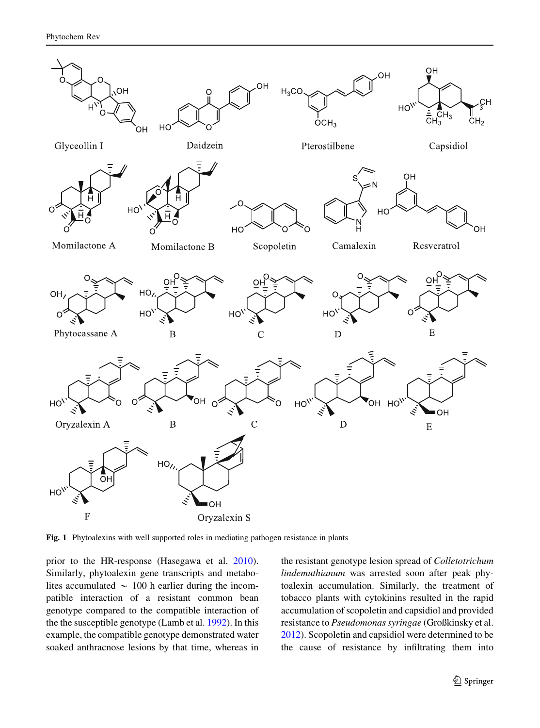Fig. 1 Phytoalexins with well supported roles in mediating pathogen resistance in plants

prior to the HR-response (Hasegawa et al. 2010). Similarly, phytoalexin gene transcripts and metabolites accumulated ~ 100 h earlier during the incompatible interaction of a resistant common bean genotype compared to the compatible interaction of the the susceptible genotype (Lamb et al. 1992). In this example, the compatible genotype demonstrated water soaked anthracnose lesions by that time, whereas in the resistant genotype lesion spread of *Colletotrichum lindemuthianum* was arrested soon after peak phytoalexin accumulation. Similarly, the treatment of tobacco plants with cytokinins resulted in the rapid accumulation of scopoletin and capsidiol and provided resistance to *Pseudomonas syringae* (Großkinsky et al. 2012). Scopoletin and capsidiol were determined to be the cause of resistance by infiltrating them into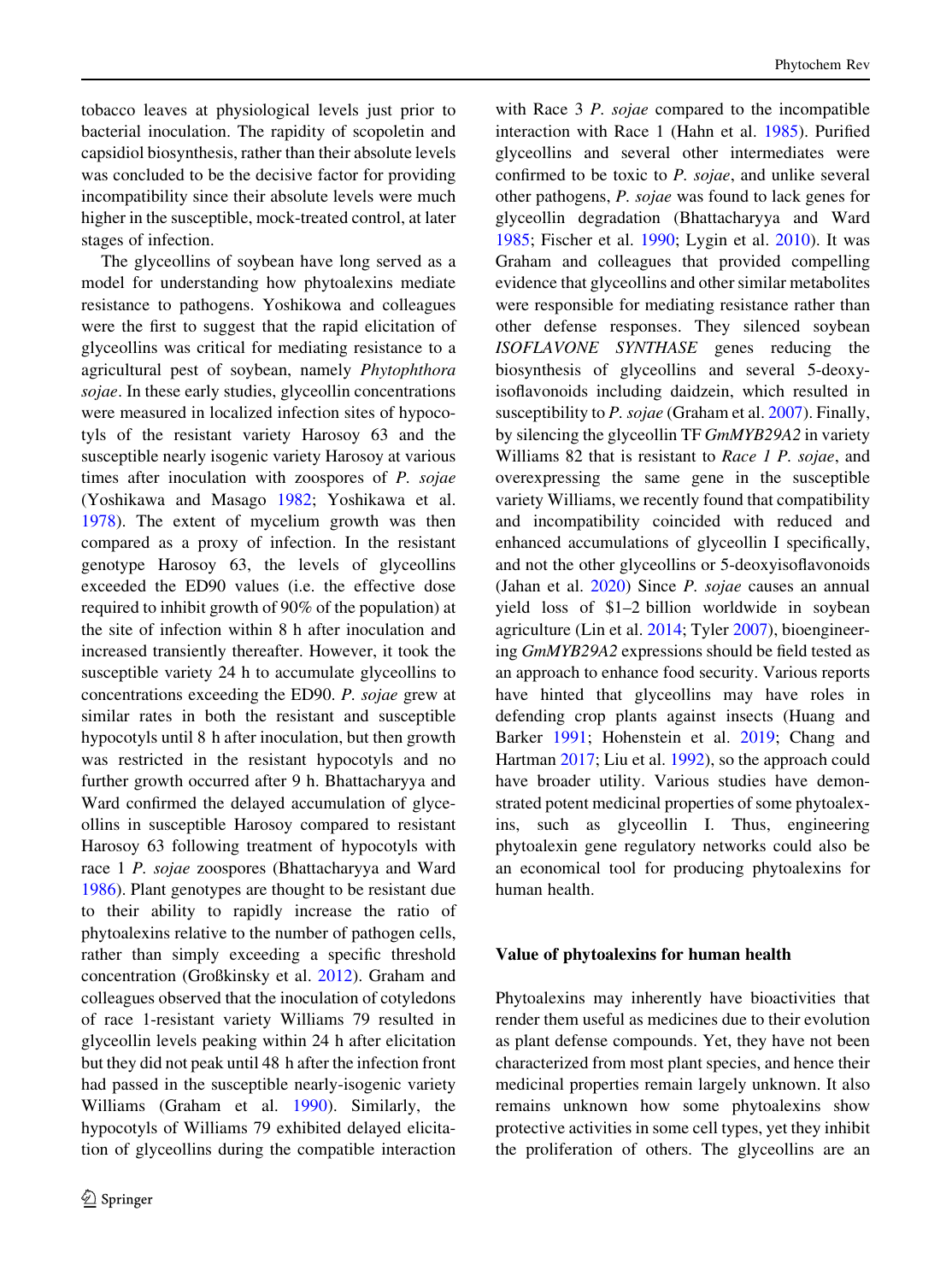tobacco leaves at physiological levels just prior to bacterial inoculation. The rapidity of scopoletin and capsidiol biosynthesis, rather than their absolute levels was concluded to be the decisive factor for providing incompatibility since their absolute levels were much higher in the susceptible, mock-treated control, at later stages of infection.

The glyceollins of soybean have long served as a model for understanding how phytoalexins mediate resistance to pathogens. Yoshikowa and colleagues were the first to suggest that the rapid elicitation of glyceollins was critical for mediating resistance to a agricultural pest of soybean, namely *Phytophthora sojae*. In these early studies, glyceollin concentrations were measured in localized infection sites of hypocotyls of the resistant variety Harosoy 63 and the susceptible nearly isogenic variety Harosoy at various times after inoculation with zoospores of *P. sojae* (Yoshikawa and Masago 1982; Yoshikawa et al. 1978). The extent of mycelium growth was then compared as a proxy of infection. In the resistant genotype Harosoy 63, the levels of glyceollins exceeded the ED90 values (i.e. the effective dose required to inhibit growth of 90% of the population) at the site of infection within 8 h after inoculation and increased transiently thereafter. However, it took the susceptible variety 24 h to accumulate glyceollins to concentrations exceeding the ED90. *P. sojae* grew at similar rates in both the resistant and susceptible hypocotyls until 8 h after inoculation, but then growth was restricted in the resistant hypocotyls and no further growth occurred after 9 h. Bhattacharyya and Ward confirmed the delayed accumulation of glyceollins in susceptible Harosoy compared to resistant Harosoy 63 following treatment of hypocotyls with race 1 *P. sojae* zoospores (Bhattacharyya and Ward 1986). Plant genotypes are thought to be resistant due to their ability to rapidly increase the ratio of phytoalexins relative to the number of pathogen cells, rather than simply exceeding a specific threshold concentration (Großkinsky et al. 2012). Graham and colleagues observed that the inoculation of cotyledons of race 1-resistant variety Williams 79 resulted in glyceollin levels peaking within 24 h after elicitation but they did not peak until 48 h after the infection front had passed in the susceptible nearly-isogenic variety Williams (Graham et al. 1990). Similarly, the hypocotyls of Williams 79 exhibited delayed elicitation of glyceollins during the compatible interaction with Race 3 *P. sojae* compared to the incompatible interaction with Race 1 (Hahn et al. 1985). Purified glyceollins and several other intermediates were confirmed to be toxic to *P. sojae*, and unlike several other pathogens, *P. sojae* was found to lack genes for glyceollin degradation (Bhattacharyya and Ward 1985; Fischer et al. 1990; Lygin et al. 2010). It was Graham and colleagues that provided compelling evidence that glyceollins and other similar metabolites were responsible for mediating resistance rather than other defense responses. They silenced soybean *ISOFLAVONE SYNTHASE* genes reducing the biosynthesis of glyceollins and several 5-deoxyisoflavonoids including daidzein, which resulted in susceptibility to *P. sojae* (Graham et al. 2007). Finally, by silencing the glyceollin TF *GmMYB29A2* in variety Williams 82 that is resistant to *Race 1 P. sojae*, and overexpressing the same gene in the susceptible variety Williams, we recently found that compatibility and incompatibility coincided with reduced and enhanced accumulations of glyceollin I specifically, and not the other glyceollins or 5-deoxyisoflavonoids (Jahan et al. 2020) Since *P. sojae* causes an annual yield loss of \$1–2 billion worldwide in soybean agriculture (Lin et al. 2014; Tyler 2007), bioengineering *GmMYB29A2* expressions should be field tested as an approach to enhance food security. Various reports have hinted that glyceollins may have roles in defending crop plants against insects (Huang and Barker 1991; Hohenstein et al. 2019; Chang and Hartman 2017; Liu et al. 1992), so the approach could have broader utility. Various studies have demonstrated potent medicinal properties of some phytoalexins, such as glyceollin I. Thus, engineering phytoalexin gene regulatory networks could also be an economical tool for producing phytoalexins for human health.

## Value of phytoalexins for human health

Phytoalexins may inherently have bioactivities that render them useful as medicines due to their evolution as plant defense compounds. Yet, they have not been characterized from most plant species, and hence their medicinal properties remain largely unknown. It also remains unknown how some phytoalexins show protective activities in some cell types, yet they inhibit the proliferation of others. The glyceollins are an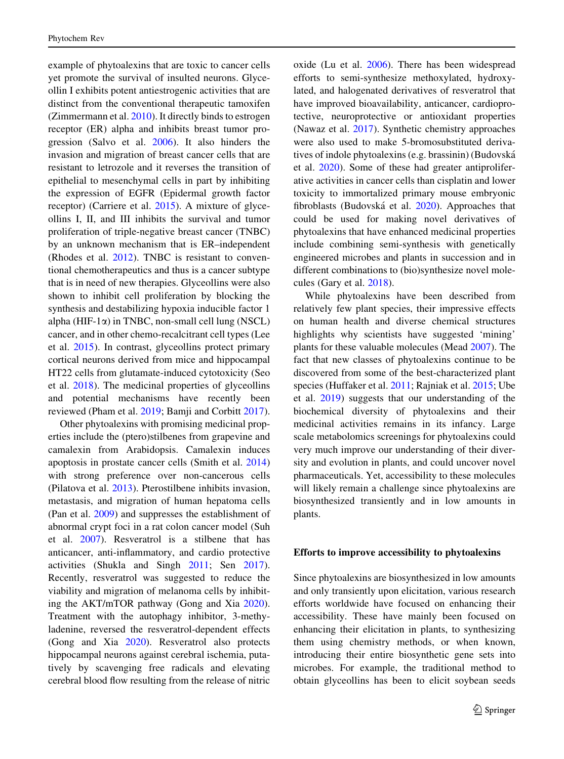example of phytoalexins that are toxic to cancer cells yet promote the survival of insulted neurons. Glyceollin I exhibits potent antiestrogenic activities that are distinct from the conventional therapeutic tamoxifen (Zimmermann et al. 2010). It directly binds to estrogen receptor (ER) alpha and inhibits breast tumor progression (Salvo et al. 2006). It also hinders the invasion and migration of breast cancer cells that are resistant to letrozole and it reverses the transition of epithelial to mesenchymal cells in part by inhibiting the expression of EGFR (Epidermal growth factor receptor) (Carriere et al. 2015). A mixture of glyceollins I, II, and III inhibits the survival and tumor proliferation of triple-negative breast cancer (TNBC) by an unknown mechanism that is ER–independent (Rhodes et al. 2012). TNBC is resistant to conventional chemotherapeutics and thus is a cancer subtype that is in need of new therapies. Glyceollins were also shown to inhibit cell proliferation by blocking the synthesis and destabilizing hypoxia inducible factor 1 alpha (HIF-1$\alpha$) in TNBC, non-small cell lung (NSCL) cancer, and in other chemo-recalcitrant cell types (Lee et al. 2015). In contrast, glyceollins protect primary cortical neurons derived from mice and hippocampal HT22 cells from glutamate-induced cytotoxicity (Seo et al. 2018). The medicinal properties of glyceollins and potential mechanisms have recently been reviewed (Pham et al. 2019; Bamji and Corbitt 2017).

Other phytoalexins with promising medicinal properties include the (ptero)stilbenes from grapevine and camalexin from Arabidopsis. Camalexin induces apoptosis in prostate cancer cells (Smith et al. 2014) with strong preference over non-cancerous cells (Pilatova et al. 2013). Pterostilbene inhibits invasion, metastasis, and migration of human hepatoma cells (Pan et al. 2009) and suppresses the establishment of abnormal crypt foci in a rat colon cancer model (Suh et al. 2007). Resveratrol is a stilbene that has anticancer, anti-inflammatory, and cardio protective activities (Shukla and Singh 2011; Sen 2017). Recently, resveratrol was suggested to reduce the viability and migration of melanoma cells by inhibiting the AKT/mTOR pathway (Gong and Xia 2020). Treatment with the autophagy inhibitor, 3-methyladenine, reversed the resveratrol-dependent effects (Gong and Xia 2020). Resveratrol also protects hippocampal neurons against cerebral ischemia, putatively by scavenging free radicals and elevating cerebral blood flow resulting from the release of nitric oxide (Lu et al. 2006). There has been widespread efforts to semi-synthesize methoxylated, hydroxylated, and halogenated derivatives of resveratrol that have improved bioavailability, anticancer, cardioprotective, neuroprotective or antioxidant properties (Nawaz et al. 2017). Synthetic chemistry approaches were also used to make 5-bromosubstituted derivatives of indole phytoalexins (e.g. brassinin) (Budovská et al. 2020). Some of these had greater antiproliferative activities in cancer cells than cisplatin and lower toxicity to immortalized primary mouse embryonic fibroblasts (Budovská et al. 2020). Approaches that could be used for making novel derivatives of phytoalexins that have enhanced medicinal properties include combining semi-synthesis with genetically engineered microbes and plants in succession and in different combinations to (bio)synthesize novel molecules (Gary et al. 2018).

While phytoalexins have been described from relatively few plant species, their impressive effects on human health and diverse chemical structures highlights why scientists have suggested 'mining' plants for these valuable molecules (Mead 2007). The fact that new classes of phytoalexins continue to be discovered from some of the best-characterized plant species (Huffaker et al. 2011; Rajniak et al. 2015; Ube et al. 2019) suggests that our understanding of the biochemical diversity of phytoalexins and their medicinal activities remains in its infancy. Large scale metabolomics screenings for phytoalexins could very much improve our understanding of their diversity and evolution in plants, and could uncover novel pharmaceuticals. Yet, accessibility to these molecules will likely remain a challenge since phytoalexins are biosynthesized transiently and in low amounts in plants.

## Efforts to improve accessibility to phytoalexins

Since phytoalexins are biosynthesized in low amounts and only transiently upon elicitation, various research efforts worldwide have focused on enhancing their accessibility. These have mainly been focused on enhancing their elicitation in plants, to synthesizing them using chemistry methods, or when known, introducing their entire biosynthetic gene sets into microbes. For example, the traditional method to obtain glyceollins has been to elicit soybean seeds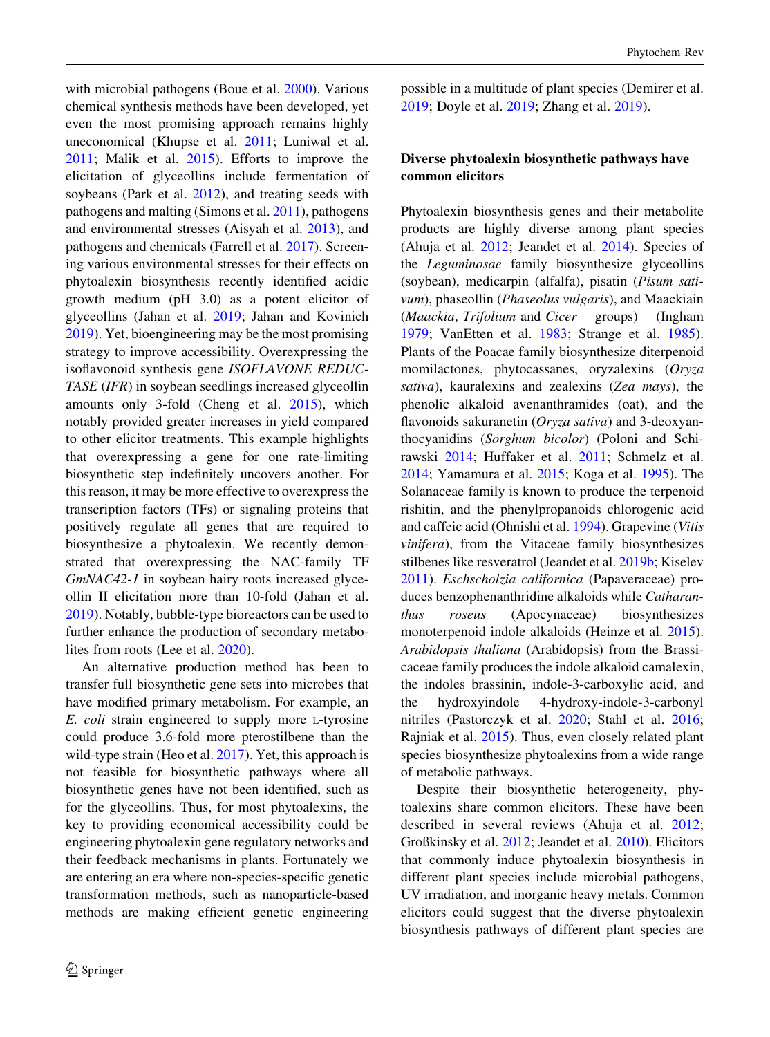with microbial pathogens (Boue et al. 2000). Various chemical synthesis methods have been developed, yet even the most promising approach remains highly uneconomical (Khupse et al. 2011; Luniwal et al. 2011; Malik et al. 2015). Efforts to improve the elicitation of glyceollins include fermentation of soybeans (Park et al. 2012), and treating seeds with pathogens and malting (Simons et al. 2011), pathogens and environmental stresses (Aisyah et al. 2013), and pathogens and chemicals (Farrell et al. 2017). Screening various environmental stresses for their effects on phytoalexin biosynthesis recently identified acidic growth medium (pH 3.0) as a potent elicitor of glyceollins (Jahan et al. 2019; Jahan and Kovinich 2019). Yet, bioengineering may be the most promising strategy to improve accessibility. Overexpressing the isoflavonoid synthesis gene *ISOFLAVONE REDUCTASE* (*IFR*) in soybean seedlings increased glyceollin amounts only 3-fold (Cheng et al. 2015), which notably provided greater increases in yield compared to other elicitor treatments. This example highlights that overexpressing a gene for one rate-limiting biosynthetic step indefinitely uncovers another. For this reason, it may be more effective to overexpress the transcription factors (TFs) or signaling proteins that positively regulate all genes that are required to biosynthesize a phytoalexin. We recently demonstrated that overexpressing the NAC-family TF *GmNAC42-1* in soybean hairy roots increased glyceollin II elicitation more than 10-fold (Jahan et al. 2019). Notably, bubble-type bioreactors can be used to further enhance the production of secondary metabolites from roots (Lee et al. 2020).

An alternative production method has been to transfer full biosynthetic gene sets into microbes that have modified primary metabolism. For example, an *E. coli* strain engineered to supply more L-tyrosine could produce 3.6-fold more pterostilbene than the wild-type strain (Heo et al. 2017). Yet, this approach is not feasible for biosynthetic pathways where all biosynthetic genes have not been identified, such as for the glyceollins. Thus, for most phytoalexins, the key to providing economical accessibility could be engineering phytoalexin gene regulatory networks and their feedback mechanisms in plants. Fortunately we are entering an era where non-species-specific genetic transformation methods, such as nanoparticle-based methods are making efficient genetic engineering possible in a multitude of plant species (Demirer et al. 2019; Doyle et al. 2019; Zhang et al. 2019).

## Diverse phytoalexin biosynthetic pathways have common elicitors

Phytoalexin biosynthesis genes and their metabolite products are highly diverse among plant species (Ahuja et al. 2012; Jeandet et al. 2014). Species of the *Leguminosae* family biosynthesize glyceollins (soybean), medicarpin (alfalfa), pisatin (*Pisum sativum*), phaseollin (*Phaseolus vulgaris*), and Maackiain (*Maackia*, *Trifolium* and *Cicer* groups) (Ingham 1979; VanEtten et al. 1983; Strange et al. 1985). Plants of the Poacae family biosynthesize diterpenoid momilactones, phytocassanes, oryzalexins (*Oryza sativa*), kauralexins and zealexins (*Zea mays*), the phenolic alkaloid avenanthramides (oat), and the flavonoids sakuranetin (*Oryza sativa*) and 3-deoxyanthocyanidins (*Sorghum bicolor*) (Poloni and Schirawski 2014; Huffaker et al. 2011; Schmelz et al. 2014; Yamamura et al. 2015; Koga et al. 1995). The Solanaceae family is known to produce the terpenoid rishitin, and the phenylpropanoids chlorogenic acid and caffeic acid (Ohnishi et al. 1994). Grapevine (*Vitis vinifera*), from the Vitaceae family biosynthesizes stilbenes like resveratrol (Jeandet et al. 2019b; Kiselev 2011). *Eschscholzia californica* (Papaveraceae) produces benzophenanthridine alkaloids while *Catharanthus roseus* (Apocynaceae) biosynthesizes monoterpenoid indole alkaloids (Heinze et al. 2015). *Arabidopsis thaliana* (Arabidopsis) from the Brassicaceae family produces the indole alkaloid camalexin, the indoles brassinin, indole-3-carboxylic acid, and the hydroxyindole 4-hydroxy-indole-3-carbonyl nitriles (Pastorczyk et al. 2020; Stahl et al. 2016; Rajniak et al. 2015). Thus, even closely related plant species biosynthesize phytoalexins from a wide range of metabolic pathways.

Despite their biosynthetic heterogeneity, phytoalexins share common elicitors. These have been described in several reviews (Ahuja et al. 2012; Großkinsky et al. 2012; Jeandet et al. 2010). Elicitors that commonly induce phytoalexin biosynthesis in different plant species include microbial pathogens, UV irradiation, and inorganic heavy metals. Common elicitors could suggest that the diverse phytoalexin biosynthesis pathways of different plant species are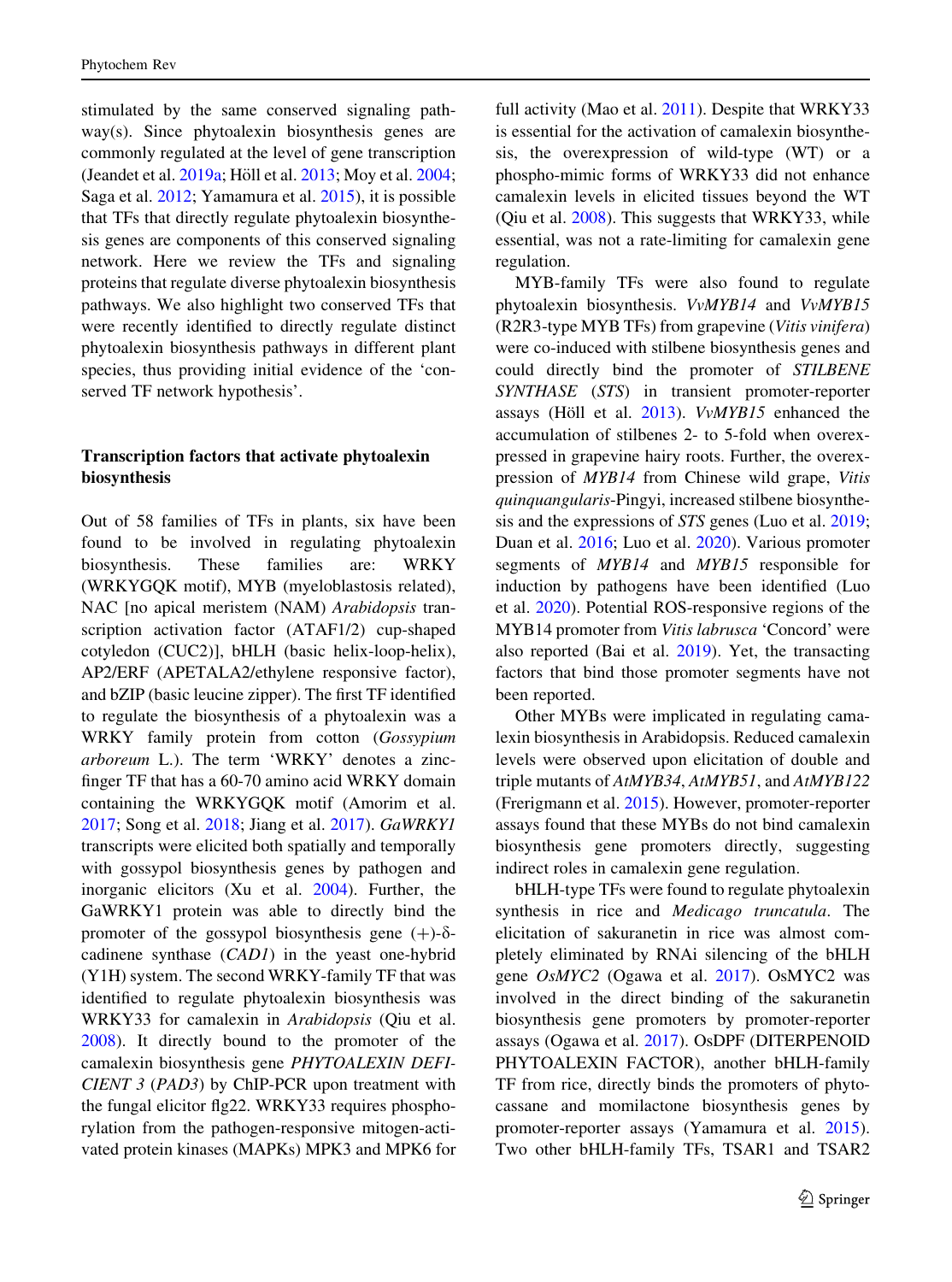stimulated by the same conserved signaling pathway(s). Since phytoalexin biosynthesis genes are commonly regulated at the level of gene transcription (Jeandet et al. 2019a; Höll et al. 2013; Moy et al. 2004; Saga et al. 2012; Yamamura et al. 2015), it is possible that TFs that directly regulate phytoalexin biosynthesis genes are components of this conserved signaling network. Here we review the TFs and signaling proteins that regulate diverse phytoalexin biosynthesis pathways. We also highlight two conserved TFs that were recently identified to directly regulate distinct phytoalexin biosynthesis pathways in different plant species, thus providing initial evidence of the 'conserved TF network hypothesis'.

## Transcription factors that activate phytoalexin biosynthesis

Out of 58 families of TFs in plants, six have been found to be involved in regulating phytoalexin biosynthesis. These families are: WRKY (WRKYGQK motif), MYB (myeloblastosis related), NAC [no apical meristem (NAM) *Arabidopsis* transcription activation factor (ATAF1/2) cup-shaped cotyledon (CUC2)], bHLH (basic helix-loop-helix), AP2/ERF (APETALA2/ethylene responsive factor), and bZIP (basic leucine zipper). The first TF identified to regulate the biosynthesis of a phytoalexin was a WRKY family protein from cotton (*Gossypium arboreum* L.). The term 'WRKY' denotes a zinc-finger TF that has a 60-70 amino acid WRKY domain containing the WRKYGQK motif (Amorim et al. 2017; Song et al. 2018; Jiang et al. 2017). *GaWRKY1* transcripts were elicited both spatially and temporally with gossypol biosynthesis genes by pathogen and inorganic elicitors (Xu et al. 2004). Further, the GaWRKY1 protein was able to directly bind the promoter of the gossypol biosynthesis gene (+)-δ-cadinene synthase (*CAD1*) in the yeast one-hybrid (Y1H) system. The second WRKY-family TF that was identified to regulate phytoalexin biosynthesis was WRKY33 for camalexin in *Arabidopsis* (Qiu et al. 2008). It directly bound to the promoter of the camalexin biosynthesis gene *PHYTOALEXIN DEFICIENT 3* (*PAD3*) by ChIP-PCR upon treatment with the fungal elicitor flg22. WRKY33 requires phosphorylation from the pathogen-responsive mitogen-activated protein kinases (MAPKs) MPK3 and MPK6 for full activity (Mao et al. 2011). Despite that WRKY33 is essential for the activation of camalexin biosynthesis, the overexpression of wild-type (WT) or a phospho-mimic forms of WRKY33 did not enhance camalexin levels in elicited tissues beyond the WT (Qiu et al. 2008). This suggests that WRKY33, while essential, was not a rate-limiting for camalexin gene regulation.

MYB-family TFs were also found to regulate phytoalexin biosynthesis. *VvMYB14* and *VvMYB15* (R2R3-type MYB TFs) from grapevine (*Vitis vinifera*) were co-induced with stilbene biosynthesis genes and could directly bind the promoter of *STILBENE SYNTHASE* (*STS*) in transient promoter-reporter assays (Höll et al. 2013). *VvMYB15* enhanced the accumulation of stilbenes 2- to 5-fold when overexpressed in grapevine hairy roots. Further, the overexpression of *MYB14* from Chinese wild grape, *Vitis quinquangularis*-Pingyi, increased stilbene biosynthesis and the expressions of *STS* genes (Luo et al. 2019; Duan et al. 2016; Luo et al. 2020). Various promoter segments of *MYB14* and *MYB15* responsible for induction by pathogens have been identified (Luo et al. 2020). Potential ROS-responsive regions of the MYB14 promoter from *Vitis labrusca* 'Concord' were also reported (Bai et al. 2019). Yet, the transacting factors that bind those promoter segments have not been reported.

Other MYBs were implicated in regulating camalexin biosynthesis in Arabidopsis. Reduced camalexin levels were observed upon elicitation of double and triple mutants of *AtMYB34*, *AtMYB51*, and *AtMYB122* (Frerigmann et al. 2015). However, promoter-reporter assays found that these MYBs do not bind camalexin biosynthesis gene promoters directly, suggesting indirect roles in camalexin gene regulation.

bHLH-type TFs were found to regulate phytoalexin synthesis in rice and *Medicago truncatula*. The elicitation of sakuranetin in rice was almost completely eliminated by RNAi silencing of the bHLH gene *OsMYC2* (Ogawa et al. 2017). OsMYC2 was involved in the direct binding of the sakuranetin biosynthesis gene promoters by promoter-reporter assays (Ogawa et al. 2017). OsDPF (DITERPENOID PHYTOALEXIN FACTOR), another bHLH-family TF from rice, directly binds the promoters of phytocassane and momilactone biosynthesis genes by promoter-reporter assays (Yamamura et al. 2015). Two other bHLH-family TFs, TSAR1 and TSAR2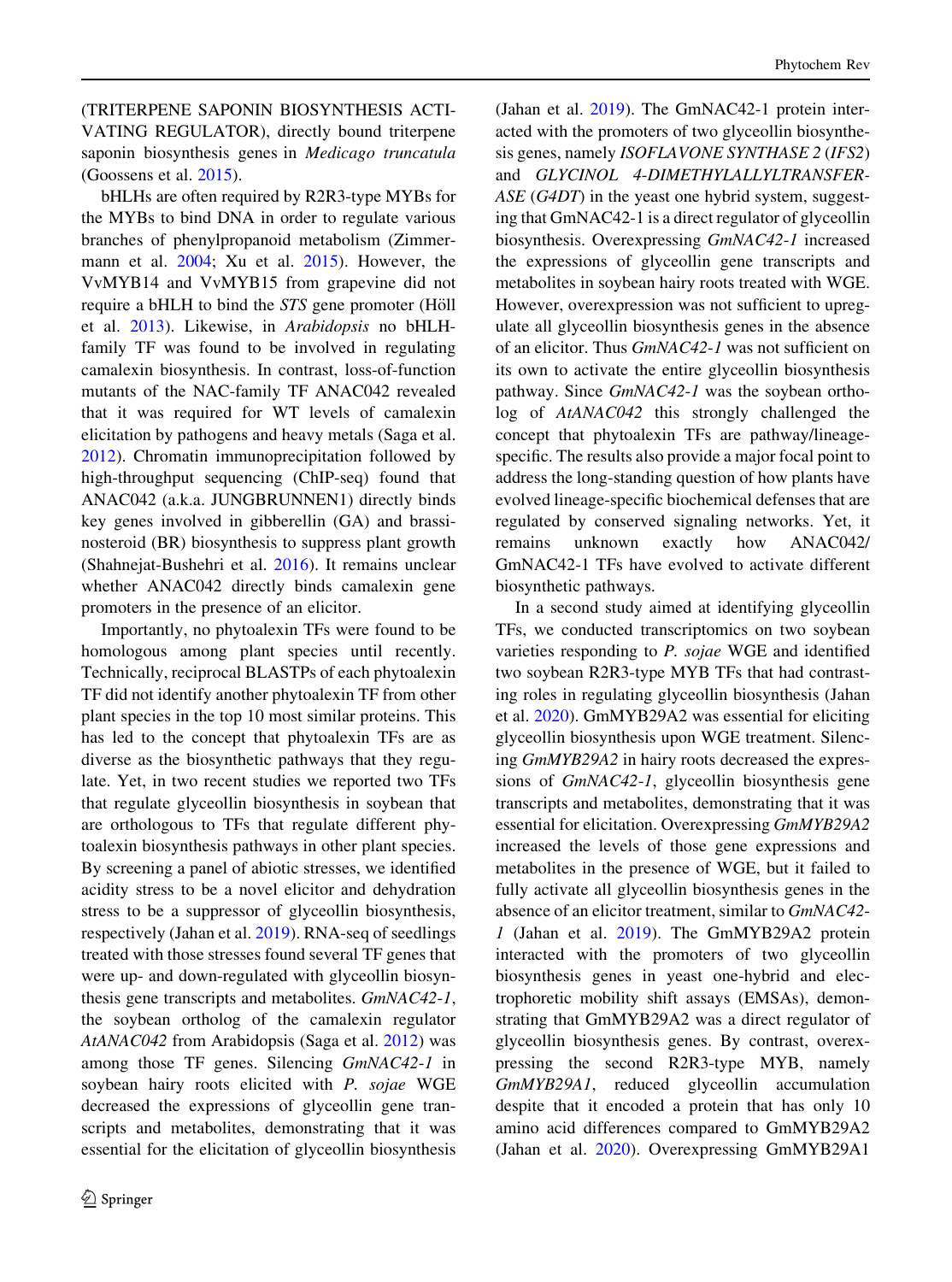(TRITERPENE SAPONIN BIOSYNTHESIS ACTIVATING REGULATOR), directly bound triterpene saponin biosynthesis genes in *Medicago truncatula* (Goossens et al. 2015).

bHLHs are often required by R2R3-type MYBs for the MYBs to bind DNA in order to regulate various branches of phenylpropanoid metabolism (Zimmermann et al. 2004; Xu et al. 2015). However, the VvMYB14 and VvMYB15 from grapevine did not require a bHLH to bind the *STS* gene promoter (Höll et al. 2013). Likewise, in *Arabidopsis* no bHLH-family TF was found to be involved in regulating camalexin biosynthesis. In contrast, loss-of-function mutants of the NAC-family TF ANAC042 revealed that it was required for WT levels of camalexin elicitation by pathogens and heavy metals (Saga et al. 2012). Chromatin immunoprecipitation followed by high-throughput sequencing (ChIP-seq) found that ANAC042 (a.k.a. JUNGBRUNNEN1) directly binds key genes involved in gibberellin (GA) and brassinosteroid (BR) biosynthesis to suppress plant growth (Shahnejat-Bushehri et al. 2016). It remains unclear whether ANAC042 directly binds camalexin gene promoters in the presence of an elicitor.

Importantly, no phytoalexin TFs were found to be homologous among plant species until recently. Technically, reciprocal BLASTPs of each phytoalexin TF did not identify another phytoalexin TF from other plant species in the top 10 most similar proteins. This has led to the concept that phytoalexin TFs are as diverse as the biosynthetic pathways that they regulate. Yet, in two recent studies we reported two TFs that regulate glyceollin biosynthesis in soybean that are orthologous to TFs that regulate different phytoalexin biosynthesis pathways in other plant species. By screening a panel of abiotic stresses, we identified acidity stress to be a novel elicitor and dehydration stress to be a suppressor of glyceollin biosynthesis, respectively (Jahan et al. 2019). RNA-seq of seedlings treated with those stresses found several TF genes that were up- and down-regulated with glyceollin biosynthesis gene transcripts and metabolites. *GmNAC42-1*, the soybean ortholog of the camalexin regulator *AtANAC042* from Arabidopsis (Saga et al. 2012) was among those TF genes. Silencing *GmNAC42-1* in soybean hairy roots elicited with *P. sojae* WGE decreased the expressions of glyceollin gene transcripts and metabolites, demonstrating that it was essential for the elicitation of glyceollin biosynthesis (Jahan et al. 2019). The GmNAC42-1 protein interacted with the promoters of two glyceollin biosynthesis genes, namely *ISOFLAVONE SYNTHASE 2* (*IFS2*) and *GLYCINOL 4-DIMETHYLALLYLTRANSFERASE* (*G4DT*) in the yeast one hybrid system, suggesting that GmNAC42-1 is a direct regulator of glyceollin biosynthesis. Overexpressing *GmNAC42-1* increased the expressions of glyceollin gene transcripts and metabolites in soybean hairy roots treated with WGE. However, overexpression was not sufficient to upregulate all glyceollin biosynthesis genes in the absence of an elicitor. Thus *GmNAC42-1* was not sufficient on its own to activate the entire glyceollin biosynthesis pathway. Since *GmNAC42-1* was the soybean ortholog of *AtANAC042* this strongly challenged the concept that phytoalexin TFs are pathway/lineage-specific. The results also provide a major focal point to address the long-standing question of how plants have evolved lineage-specific biochemical defenses that are regulated by conserved signaling networks. Yet, it remains unknown exactly how ANAC042/GmNAC42-1 TFs have evolved to activate different biosynthetic pathways.

In a second study aimed at identifying glyceollin TFs, we conducted transcriptomics on two soybean varieties responding to *P. sojae* WGE and identified two soybean R2R3-type MYB TFs that had contrasting roles in regulating glyceollin biosynthesis (Jahan et al. 2020). GmMYB29A2 was essential for eliciting glyceollin biosynthesis upon WGE treatment. Silencing *GmMYB29A2* in hairy roots decreased the expressions of *GmNAC42-1*, glyceollin biosynthesis gene transcripts and metabolites, demonstrating that it was essential for elicitation. Overexpressing *GmMYB29A2* increased the levels of those gene expressions and metabolites in the presence of WGE, but it failed to fully activate all glyceollin biosynthesis genes in the absence of an elicitor treatment, similar to *GmNAC42-1* (Jahan et al. 2019). The GmMYB29A2 protein interacted with the promoters of two glyceollin biosynthesis genes in yeast one-hybrid and electrophoretic mobility shift assays (EMSAs), demonstrating that GmMYB29A2 was a direct regulator of glyceollin biosynthesis genes. By contrast, overexpressing the second R2R3-type MYB, namely *GmMYB29A1*, reduced glyceollin accumulation despite that it encoded a protein that has only 10 amino acid differences compared to GmMYB29A2 (Jahan et al. 2020). Overexpressing GmMYB29A1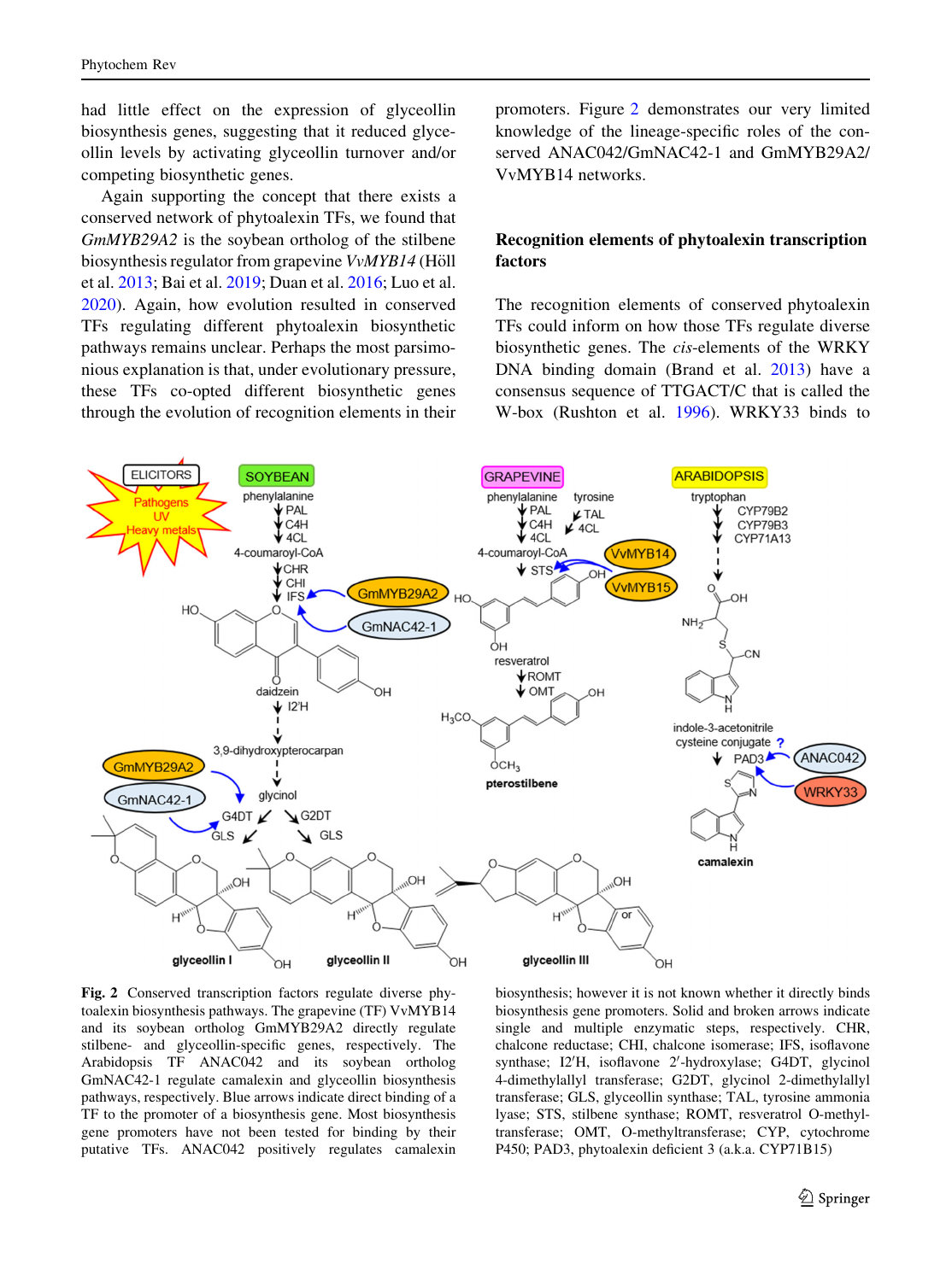had little effect on the expression of glyceollin biosynthesis genes, suggesting that it reduced glyceollin levels by activating glyceollin turnover and/or competing biosynthetic genes.

Again supporting the concept that there exists a conserved network of phytoalexin TFs, we found that *GmMYB29A2* is the soybean ortholog of the stilbene biosynthesis regulator from grapevine *VvMYB14* (Höll et al. 2013; Bai et al. 2019; Duan et al. 2016; Luo et al. 2020). Again, how evolution resulted in conserved TFs regulating different phytoalexin biosynthetic pathways remains unclear. Perhaps the most parsimonious explanation is that, under evolutionary pressure, these TFs co-opted different biosynthetic genes through the evolution of recognition elements in their promoters. Figure 2 demonstrates our very limited knowledge of the lineage-specific roles of the conserved ANAC042/GmNAC42-1 and GmMYB29A2/VvMYB14 networks.

## Recognition elements of phytoalexin transcription factors

The recognition elements of conserved phytoalexin TFs could inform on how those TFs regulate diverse biosynthetic genes. The *cis*-elements of the WRKY DNA binding domain (Brand et al. 2013) have a consensus sequence of TTGACT/C that is called the W-box (Rushton et al. 1996). WRKY33 binds to

**Fig. 2** Conserved transcription factors regulate diverse phytoalexin biosynthesis pathways. The grapevine (TF) VvMYB14 and its soybean ortholog GmMYB29A2 directly regulate stilbene- and glyceollin-specific genes, respectively. The Arabidopsis TF ANAC042 and its soybean ortholog GmNAC42-1 regulate camalexin and glyceollin biosynthesis pathways, respectively. Blue arrows indicate direct binding of a TF to the promoter of a biosynthesis gene. Most biosynthesis gene promoters have not been tested for binding by their putative TFs. ANAC042 positively regulates camalexin biosynthesis; however it is not known whether it directly binds biosynthesis gene promoters. Solid and broken arrows indicate single and multiple enzymatic steps, respectively. CHR, chalcone reductase; CHI, chalcone isomerase; IFS, isoflavone synthase; I2′H, isoflavone 2′-hydroxylase; G4DT, glycinol 4-dimethylallyl transferase; G2DT, glycinol 2-dimethylallyl transferase; GLS, glyceollin synthase; TAL, tyrosine ammonia lyase; STS, stilbene synthase; ROMT, resveratrol O-methyltransferase; OMT, O-methyltransferase; CYP, cytochrome P450; PAD3, phytoalexin deficient 3 (a.k.a. CYP71B15)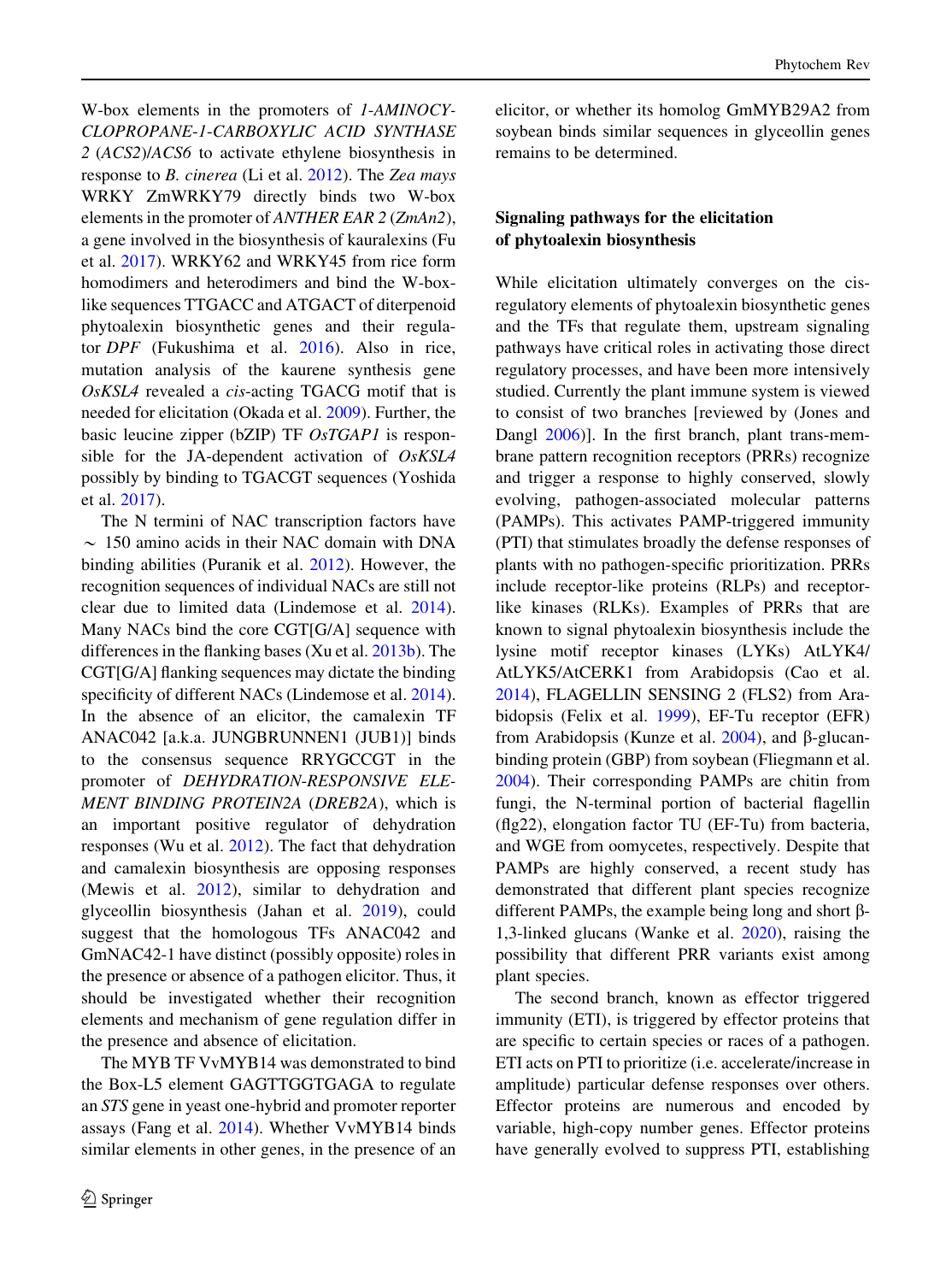W-box elements in the promoters of *1-AMINOCYCLOPROPANE-1-CARBOXYLIC ACID SYNTHASE 2* (*ACS2*)/*ACS6* to activate ethylene biosynthesis in response to *B. cinerea* (Li et al. 2012). The *Zea mays* WRKY ZmWRKY79 directly binds two W-box elements in the promoter of *ANTHER EAR 2* (*ZmAn2*), a gene involved in the biosynthesis of kauralexins (Fu et al. 2017). WRKY62 and WRKY45 from rice form homodimers and heterodimers and bind the W-box-like sequences TTGACC and ATGACT of diterpenoid phytoalexin biosynthetic genes and their regulator *DPF* (Fukushima et al. 2016). Also in rice, mutation analysis of the kaurene synthesis gene *OsKSL4* revealed a *cis*-acting TGACG motif that is needed for elicitation (Okada et al. 2009). Further, the basic leucine zipper (bZIP) TF *OsTGAP1* is responsible for the JA-dependent activation of *OsKSL4* possibly by binding to TGACGT sequences (Yoshida et al. 2017).

The N termini of NAC transcription factors have ~ 150 amino acids in their NAC domain with DNA binding abilities (Puranik et al. 2012). However, the recognition sequences of individual NACs are still not clear due to limited data (Lindemose et al. 2014). Many NACs bind the core CGT[G/A] sequence with differences in the flanking bases (Xu et al. 2013b). The CGT[G/A] flanking sequences may dictate the binding specificity of different NACs (Lindemose et al. 2014). In the absence of an elicitor, the camalexin TF ANAC042 [a.k.a. JUNGBRUNNEN1 (JUB1)] binds to the consensus sequence RRYGCCGT in the promoter of *DEHYDRATION-RESPONSIVE ELEMENT BINDING PROTEIN2A* (*DREB2A*), which is an important positive regulator of dehydration responses (Wu et al. 2012). The fact that dehydration and camalexin biosynthesis are opposing responses (Mewis et al. 2012), similar to dehydration and glyceollin biosynthesis (Jahan et al. 2019), could suggest that the homologous TFs ANAC042 and GmNAC42-1 have distinct (possibly opposite) roles in the presence or absence of a pathogen elicitor. Thus, it should be investigated whether their recognition elements and mechanism of gene regulation differ in the presence and absence of elicitation.

The MYB TF VvMYB14 was demonstrated to bind the Box-L5 element GAGTTGGTGAGA to regulate an *STS* gene in yeast one-hybrid and promoter reporter assays (Fang et al. 2014). Whether VvMYB14 binds similar elements in other genes, in the presence of an elicitor, or whether its homolog GmMYB29A2 from soybean binds similar sequences in glyceollin genes remains to be determined.

## Signaling pathways for the elicitation of phytoalexin biosynthesis

While elicitation ultimately converges on the cis-regulatory elements of phytoalexin biosynthetic genes and the TFs that regulate them, upstream signaling pathways have critical roles in activating those direct regulatory processes, and have been more intensively studied. Currently the plant immune system is viewed to consist of two branches [reviewed by (Jones and Dangl 2006)]. In the first branch, plant trans-membrane pattern recognition receptors (PRRs) recognize and trigger a response to highly conserved, slowly evolving, pathogen-associated molecular patterns (PAMPs). This activates PAMP-triggered immunity (PTI) that stimulates broadly the defense responses of plants with no pathogen-specific prioritization. PRRs include receptor-like proteins (RLPs) and receptor-like kinases (RLKs). Examples of PRRs that are known to signal phytoalexin biosynthesis include the lysine motif receptor kinases (LYKs) AtLYK4/AtLYK5/AtCERK1 from Arabidopsis (Cao et al. 2014), FLAGELLIN SENSING 2 (FLS2) from Arabidopsis (Felix et al. 1999), EF-Tu receptor (EFR) from Arabidopsis (Kunze et al. 2004), and β-glucan-binding protein (GBP) from soybean (Fliegmann et al. 2004). Their corresponding PAMPs are chitin from fungi, the N-terminal portion of bacterial flagellin (flg22), elongation factor TU (EF-Tu) from bacteria, and WGE from oomycetes, respectively. Despite that PAMPs are highly conserved, a recent study has demonstrated that different plant species recognize different PAMPs, the example being long and short β-1,3-linked glucans (Wanke et al. 2020), raising the possibility that different PRR variants exist among plant species.

The second branch, known as effector triggered immunity (ETI), is triggered by effector proteins that are specific to certain species or races of a pathogen. ETI acts on PTI to prioritize (i.e. accelerate/increase in amplitude) particular defense responses over others. Effector proteins are numerous and encoded by variable, high-copy number genes. Effector proteins have generally evolved to suppress PTI, establishing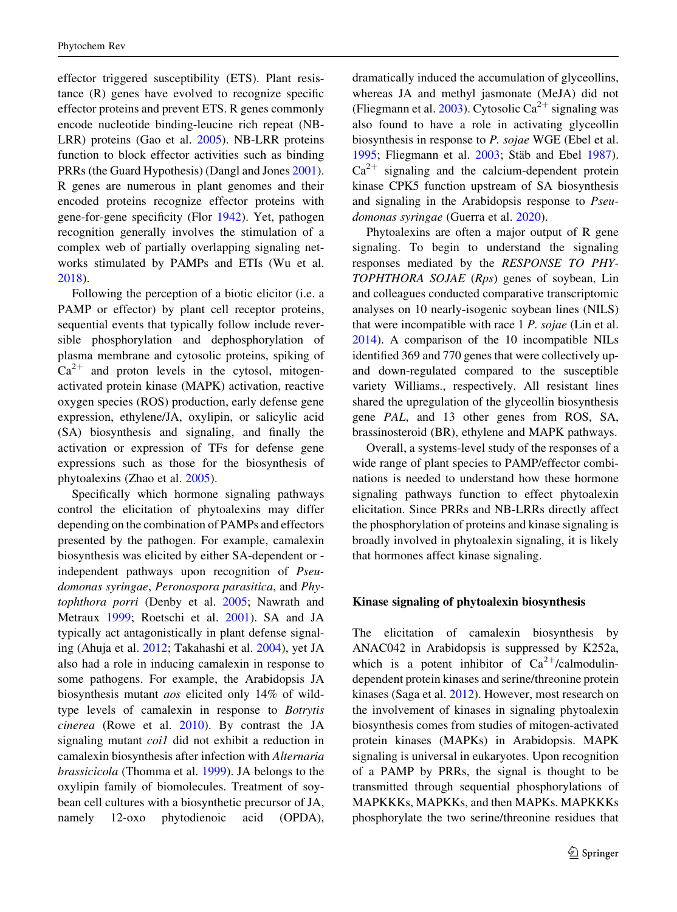effector triggered susceptibility (ETS). Plant resistance (R) genes have evolved to recognize specific effector proteins and prevent ETS. R genes commonly encode nucleotide binding-leucine rich repeat (NB-LRR) proteins (Gao et al. 2005). NB-LRR proteins function to block effector activities such as binding PRRs (the Guard Hypothesis) (Dangl and Jones 2001). R genes are numerous in plant genomes and their encoded proteins recognize effector proteins with gene-for-gene specificity (Flor 1942). Yet, pathogen recognition generally involves the stimulation of a complex web of partially overlapping signaling networks stimulated by PAMPs and ETIs (Wu et al. 2018).

Following the perception of a biotic elicitor (i.e. a PAMP or effector) by plant cell receptor proteins, sequential events that typically follow include reversible phosphorylation and dephosphorylation of plasma membrane and cytosolic proteins, spiking of $Ca^{2+}$ and proton levels in the cytosol, mitogen-activated protein kinase (MAPK) activation, reactive oxygen species (ROS) production, early defense gene expression, ethylene/JA, oxylipin, or salicylic acid (SA) biosynthesis and signaling, and finally the activation or expression of TFs for defense gene expressions such as those for the biosynthesis of phytoalexins (Zhao et al. 2005).

Specifically which hormone signaling pathways control the elicitation of phytoalexins may differ depending on the combination of PAMPs and effectors presented by the pathogen. For example, camalexin biosynthesis was elicited by either SA-dependent or -independent pathways upon recognition of *Pseudomonas syringae*, *Peronospora parasitica*, and *Phytophthora porri* (Denby et al. 2005; Nawrath and Metraux 1999; Roetschi et al. 2001). SA and JA typically act antagonistically in plant defense signaling (Ahuja et al. 2012; Takahashi et al. 2004), yet JA also had a role in inducing camalexin in response to some pathogens. For example, the Arabidopsis JA biosynthesis mutant *aos* elicited only 14% of wild-type levels of camalexin in response to *Botrytis cinerea* (Rowe et al. 2010). By contrast the JA signaling mutant *coi1* did not exhibit a reduction in camalexin biosynthesis after infection with *Alternaria brassicicola* (Thomma et al. 1999). JA belongs to the oxylipin family of biomolecules. Treatment of soybean cell cultures with a biosynthetic precursor of JA, namely 12-oxo phytodienoic acid (OPDA), dramatically induced the accumulation of glyceollins, whereas JA and methyl jasmonate (MeJA) did not (Fliegmann et al. 2003). Cytosolic $Ca^{2+}$ signaling was also found to have a role in activating glyceollin biosynthesis in response to *P. sojae* WGE (Ebel et al. 1995; Fliegmann et al. 2003; Stäb and Ebel 1987). $Ca^{2+}$ signaling and the calcium-dependent protein kinase CPK5 function upstream of SA biosynthesis and signaling in the Arabidopsis response to *Pseudomonas syringae* (Guerra et al. 2020).

Phytoalexins are often a major output of R gene signaling. To begin to understand the signaling responses mediated by the *RESPONSE TO PHYTOPHTHORA SOJAE* (*Rps*) genes of soybean, Lin and colleagues conducted comparative transcriptomic analyses on 10 nearly-isogenic soybean lines (NILS) that were incompatible with race 1 *P. sojae* (Lin et al. 2014). A comparison of the 10 incompatible NILs identified 369 and 770 genes that were collectively up- and down-regulated compared to the susceptible variety Williams., respectively. All resistant lines shared the upregulation of the glyceollin biosynthesis gene *PAL*, and 13 other genes from ROS, SA, brassinosteroid (BR), ethylene and MAPK pathways.

Overall, a systems-level study of the responses of a wide range of plant species to PAMP/effector combinations is needed to understand how these hormone signaling pathways function to effect phytoalexin elicitation. Since PRRs and NB-LRRs directly affect the phosphorylation of proteins and kinase signaling is broadly involved in phytoalexin signaling, it is likely that hormones affect kinase signaling.

## Kinase signaling of phytoalexin biosynthesis

The elicitation of camalexin biosynthesis by ANAC042 in Arabidopsis is suppressed by K252a, which is a potent inhibitor of $Ca^{2+}$/calmodulin-dependent protein kinases and serine/threonine protein kinases (Saga et al. 2012). However, most research on the involvement of kinases in signaling phytoalexin biosynthesis comes from studies of mitogen-activated protein kinases (MAPKs) in Arabidopsis. MAPK signaling is universal in eukaryotes. Upon recognition of a PAMP by PRRs, the signal is thought to be transmitted through sequential phosphorylations of MAPKKKs, MAPKKs, and then MAPKs. MAPKKKs phosphorylate the two serine/threonine residues that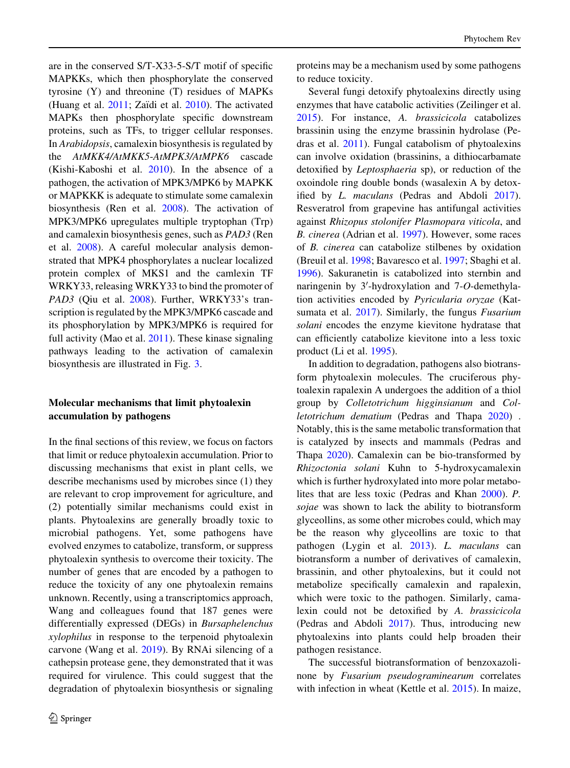are in the conserved S/T-X33-5-S/T motif of specific MAPKKs, which then phosphorylate the conserved tyrosine (Y) and threonine (T) residues of MAPKs (Huang et al. 2011; Zaïdi et al. 2010). The activated MAPKs then phosphorylate specific downstream proteins, such as TFs, to trigger cellular responses. In *Arabidopsis*, camalexin biosynthesis is regulated by the *AtMKK4/AtMKK5-AtMPK3/AtMPK6* cascade (Kishi-Kaboshi et al. 2010). In the absence of a pathogen, the activation of MPK3/MPK6 by MAPKK or MAPKKK is adequate to stimulate some camalexin biosynthesis (Ren et al. 2008). The activation of MPK3/MPK6 upregulates multiple tryptophan (Trp) and camalexin biosynthesis genes, such as *PAD3* (Ren et al. 2008). A careful molecular analysis demonstrated that MPK4 phosphorylates a nuclear localized protein complex of MKS1 and the camlexin TF WRKY33, releasing WRKY33 to bind the promoter of *PAD3* (Qiu et al. 2008). Further, WRKY33's transcription is regulated by the MPK3/MPK6 cascade and its phosphorylation by MPK3/MPK6 is required for full activity (Mao et al. 2011). These kinase signaling pathways leading to the activation of camalexin biosynthesis are illustrated in Fig. 3.

## Molecular mechanisms that limit phytoalexin accumulation by pathogens

In the final sections of this review, we focus on factors that limit or reduce phytoalexin accumulation. Prior to discussing mechanisms that exist in plant cells, we describe mechanisms used by microbes since (1) they are relevant to crop improvement for agriculture, and (2) potentially similar mechanisms could exist in plants. Phytoalexins are generally broadly toxic to microbial pathogens. Yet, some pathogens have evolved enzymes to catabolize, transform, or suppress phytoalexin synthesis to overcome their toxicity. The number of genes that are encoded by a pathogen to reduce the toxicity of any one phytoalexin remains unknown. Recently, using a transcriptomics approach, Wang and colleagues found that 187 genes were differentially expressed (DEGs) in *Bursaphelenchus xylophilus* in response to the terpenoid phytoalexin carvone (Wang et al. 2019). By RNAi silencing of a cathepsin protease gene, they demonstrated that it was required for virulence. This could suggest that the degradation of phytoalexin biosynthesis or signaling proteins may be a mechanism used by some pathogens to reduce toxicity.

Several fungi detoxify phytoalexins directly using enzymes that have catabolic activities (Zeilinger et al. 2015). For instance, *A. brassicicola* catabolizes brassinin using the enzyme brassinin hydrolase (Pedras et al. 2011). Fungal catabolism of phytoalexins can involve oxidation (brassinins, a dithiocarbamate detoxified by *Leptosphaeria* sp), or reduction of the oxoindole ring double bonds (wasalexin A by detoxified by *L. maculans* (Pedras and Abdoli 2017). Resveratrol from grapevine has antifungal activities against *Rhizopus stolonifer Plasmopara viticola*, and *B. cinerea* (Adrian et al. 1997). However, some races of *B. cinerea* can catabolize stilbenes by oxidation (Breuil et al. 1998; Bavaresco et al. 1997; Sbaghi et al. 1996). Sakuranetin is catabolized into sternbin and naringenin by 3′-hydroxylation and 7-*O*-demethylation activities encoded by *Pyricularia oryzae* (Katsumata et al. 2017). Similarly, the fungus *Fusarium solani* encodes the enzyme kievitone hydratase that can efficiently catabolize kievitone into a less toxic product (Li et al. 1995).

In addition to degradation, pathogens also biotransform phytoalexin molecules. The cruciferous phytoalexin rapalexin A undergoes the addition of a thiol group by *Colletotrichum higginsianum* and *Colletotrichum dematium* (Pedras and Thapa 2020) . Notably, this is the same metabolic transformation that is catalyzed by insects and mammals (Pedras and Thapa 2020). Camalexin can be bio-transformed by *Rhizoctonia solani* Kuhn to 5-hydroxycamalexin which is further hydroxylated into more polar metabolites that are less toxic (Pedras and Khan 2000). *P. sojae* was shown to lack the ability to biotransform glyceollins, as some other microbes could, which may be the reason why glyceollins are toxic to that pathogen (Lygin et al. 2013). *L. maculans* can biotransform a number of derivatives of camalexin, brassinin, and other phytoalexins, but it could not metabolize specifically camalexin and rapalexin, which were toxic to the pathogen. Similarly, camalexin could not be detoxified by *A. brassicicola* (Pedras and Abdoli 2017). Thus, introducing new phytoalexins into plants could help broaden their pathogen resistance.

The successful biotransformation of benzoxazolinone by *Fusarium pseudograminearum* correlates with infection in wheat (Kettle et al. 2015). In maize,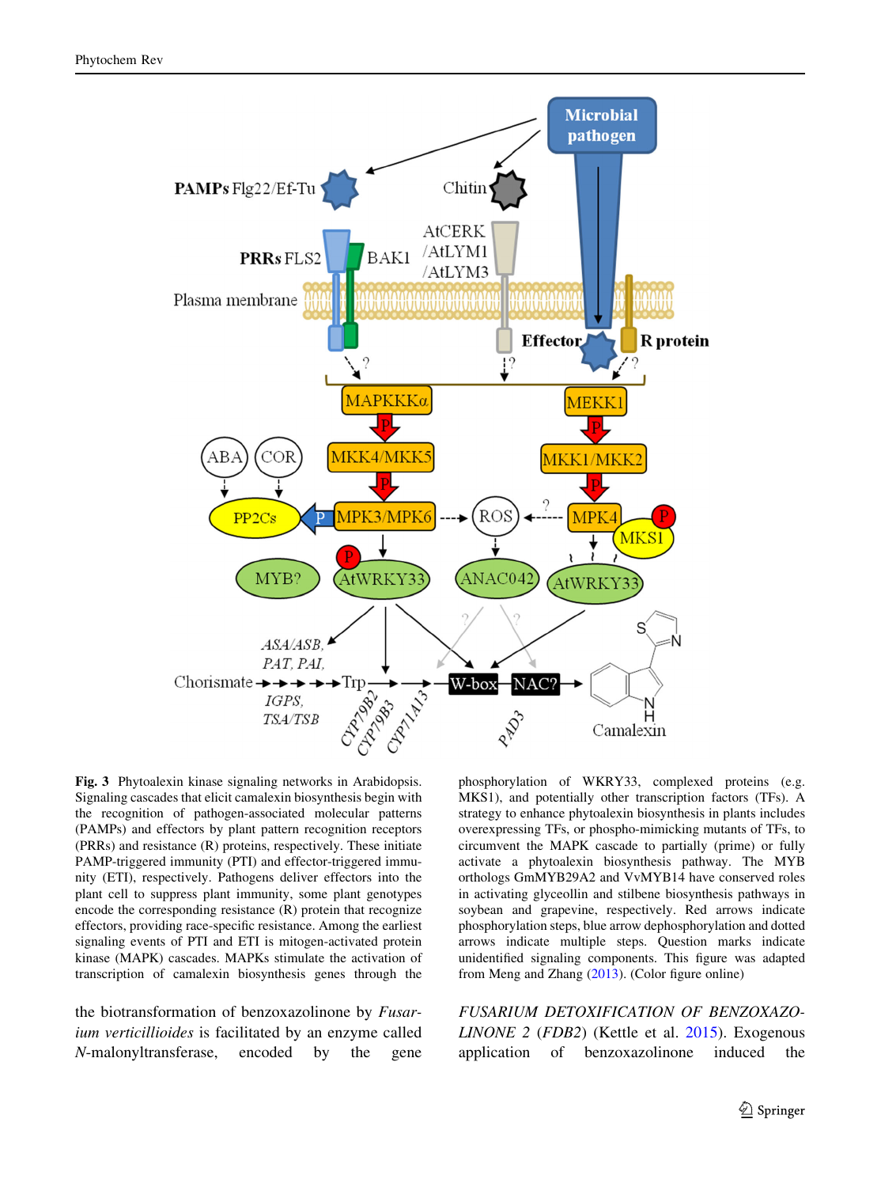**Fig. 3** Phytoalexin kinase signaling networks in Arabidopsis. Signaling cascades that elicit camalexin biosynthesis begin with the recognition of pathogen-associated molecular patterns (PAMPs) and effectors by plant pattern recognition receptors (PRRs) and resistance (R) proteins, respectively. These initiate PAMP-triggered immunity (PTI) and effector-triggered immunity (ETI), respectively. Pathogens deliver effectors into the plant cell to suppress plant immunity, some plant genotypes encode the corresponding resistance (R) protein that recognize effectors, providing race-specific resistance. Among the earliest signaling events of PTI and ETI is mitogen-activated protein kinase (MAPK) cascades. MAPKs stimulate the activation of transcription of camalexin biosynthesis genes through the phosphorylation of WKRY33, complexed proteins (e.g. MKS1), and potentially other transcription factors (TFs). A strategy to enhance phytoalexin biosynthesis in plants includes overexpressing TFs, or phospho-mimicking mutants of TFs, to circumvent the MAPK cascade to partially (prime) or fully activate a phytoalexin biosynthesis pathway. The MYB orthologs GmMYB29A2 and VvMYB14 have conserved roles in activating glyceollin and stilbene biosynthesis pathways in soybean and grapevine, respectively. Red arrows indicate phosphorylation steps, blue arrow dephosphorylation and dotted arrows indicate multiple steps. Question marks indicate unidentified signaling components. This figure was adapted from Meng and Zhang (2013). (Color figure online)

the biotransformation of benzoxazolinone by *Fusarium verticillioides* is facilitated by an enzyme called *N*-malonyltransferase, encoded by the gene *FUSARIUM DETOXIFICATION OF BENZOXAZOLINONE 2* (*FDB2*) (Kettle et al. 2015). Exogenous application of benzoxazolinone induced the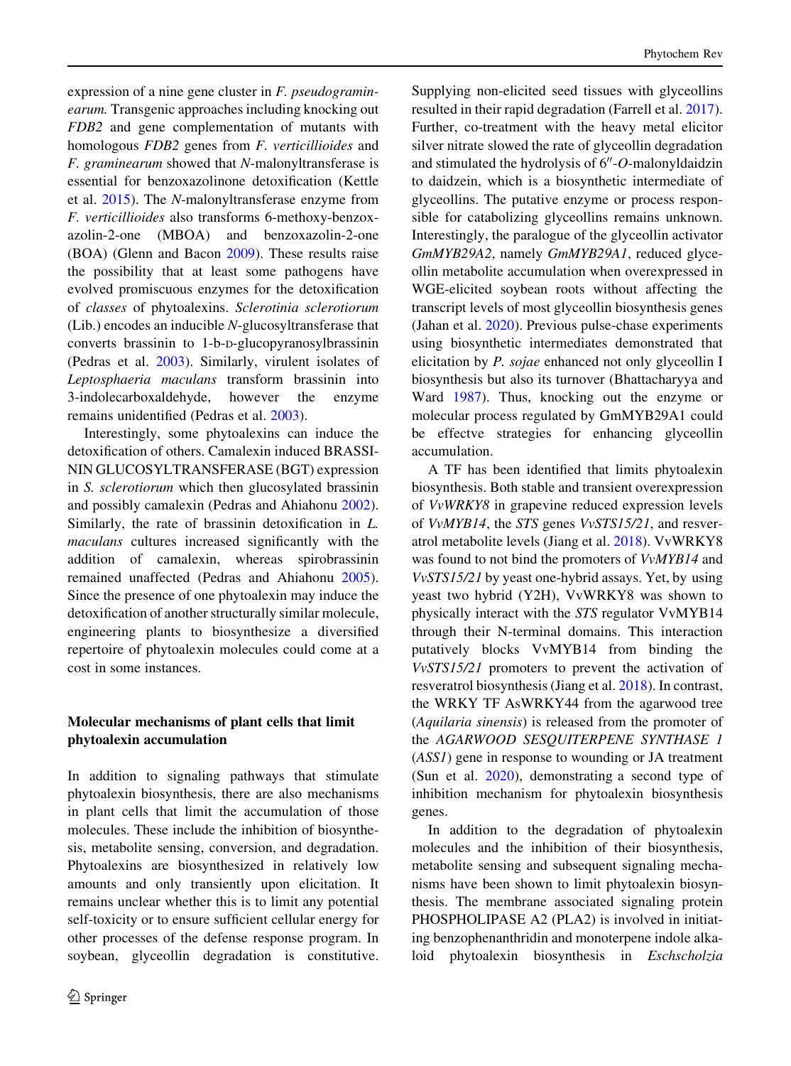expression of a nine gene cluster in *F. pseudograminearum.* Transgenic approaches including knocking out *FDB2* and gene complementation of mutants with homologous *FDB2* genes from *F. verticillioides* and *F. graminearum* showed that *N*-malonyltransferase is essential for benzoxazolinone detoxification (Kettle et al. 2015). The *N*-malonyltransferase enzyme from *F. verticillioides* also transforms 6-methoxy-benzoxazolin-2-one (MBOA) and benzoxazolin-2-one (BOA) (Glenn and Bacon 2009). These results raise the possibility that at least some pathogens have evolved promiscuous enzymes for the detoxification of *classes* of phytoalexins. *Sclerotinia sclerotiorum* (Lib.) encodes an inducible *N*-glucosyltransferase that converts brassinin to 1-b-D-glucopyranosylbrassinin (Pedras et al. 2003). Similarly, virulent isolates of *Leptosphaeria maculans* transform brassinin into 3-indolecarboxaldehyde, however the enzyme remains unidentified (Pedras et al. 2003).

Interestingly, some phytoalexins can induce the detoxification of others. Camalexin induced BRASSININ GLUCOSYLTRANSFERASE (BGT) expression in *S. sclerotiorum* which then glucosylated brassinin and possibly camalexin (Pedras and Ahiahonu 2002). Similarly, the rate of brassinin detoxification in *L. maculans* cultures increased significantly with the addition of camalexin, whereas spirobrassinin remained unaffected (Pedras and Ahiahonu 2005). Since the presence of one phytoalexin may induce the detoxification of another structurally similar molecule, engineering plants to biosynthesize a diversified repertoire of phytoalexin molecules could come at a cost in some instances.

## Molecular mechanisms of plant cells that limit phytoalexin accumulation

In addition to signaling pathways that stimulate phytoalexin biosynthesis, there are also mechanisms in plant cells that limit the accumulation of those molecules. These include the inhibition of biosynthesis, metabolite sensing, conversion, and degradation. Phytoalexins are biosynthesized in relatively low amounts and only transiently upon elicitation. It remains unclear whether this is to limit any potential self-toxicity or to ensure sufficient cellular energy for other processes of the defense response program. In soybean, glyceollin degradation is constitutive. Supplying non-elicited seed tissues with glyceollins resulted in their rapid degradation (Farrell et al. 2017). Further, co-treatment with the heavy metal elicitor silver nitrate slowed the rate of glyceollin degradation and stimulated the hydrolysis of 6″-*O*-malonyldaidzin to daidzein, which is a biosynthetic intermediate of glyceollins. The putative enzyme or process responsible for catabolizing glyceollins remains unknown. Interestingly, the paralogue of the glyceollin activator *GmMYB29A2*, namely *GmMYB29A1*, reduced glyceollin metabolite accumulation when overexpressed in WGE-elicited soybean roots without affecting the transcript levels of most glyceollin biosynthesis genes (Jahan et al. 2020). Previous pulse-chase experiments using biosynthetic intermediates demonstrated that elicitation by *P. sojae* enhanced not only glyceollin I biosynthesis but also its turnover (Bhattacharyya and Ward 1987). Thus, knocking out the enzyme or molecular process regulated by GmMYB29A1 could be effectve strategies for enhancing glyceollin accumulation.

A TF has been identified that limits phytoalexin biosynthesis. Both stable and transient overexpression of *VvWRKY8* in grapevine reduced expression levels of *VvMYB14*, the *STS* genes *VvSTS15/21*, and resveratrol metabolite levels (Jiang et al. 2018). VvWRKY8 was found to not bind the promoters of *VvMYB14* and *VvSTS15/21* by yeast one-hybrid assays. Yet, by using yeast two hybrid (Y2H), VvWRKY8 was shown to physically interact with the *STS* regulator VvMYB14 through their N-terminal domains. This interaction putatively blocks VvMYB14 from binding the *VvSTS15/21* promoters to prevent the activation of resveratrol biosynthesis (Jiang et al. 2018). In contrast, the WRKY TF AsWRKY44 from the agarwood tree (*Aquilaria sinensis*) is released from the promoter of the *AGARWOOD SESQUITERPENE SYNTHASE 1* (*ASS1*) gene in response to wounding or JA treatment (Sun et al. 2020), demonstrating a second type of inhibition mechanism for phytoalexin biosynthesis genes.

In addition to the degradation of phytoalexin molecules and the inhibition of their biosynthesis, metabolite sensing and subsequent signaling mechanisms have been shown to limit phytoalexin biosynthesis. The membrane associated signaling protein PHOSPHOLIPASE A2 (PLA2) is involved in initiating benzophenanthridin and monoterpene indole alkaloid phytoalexin biosynthesis in *Eschscholzia*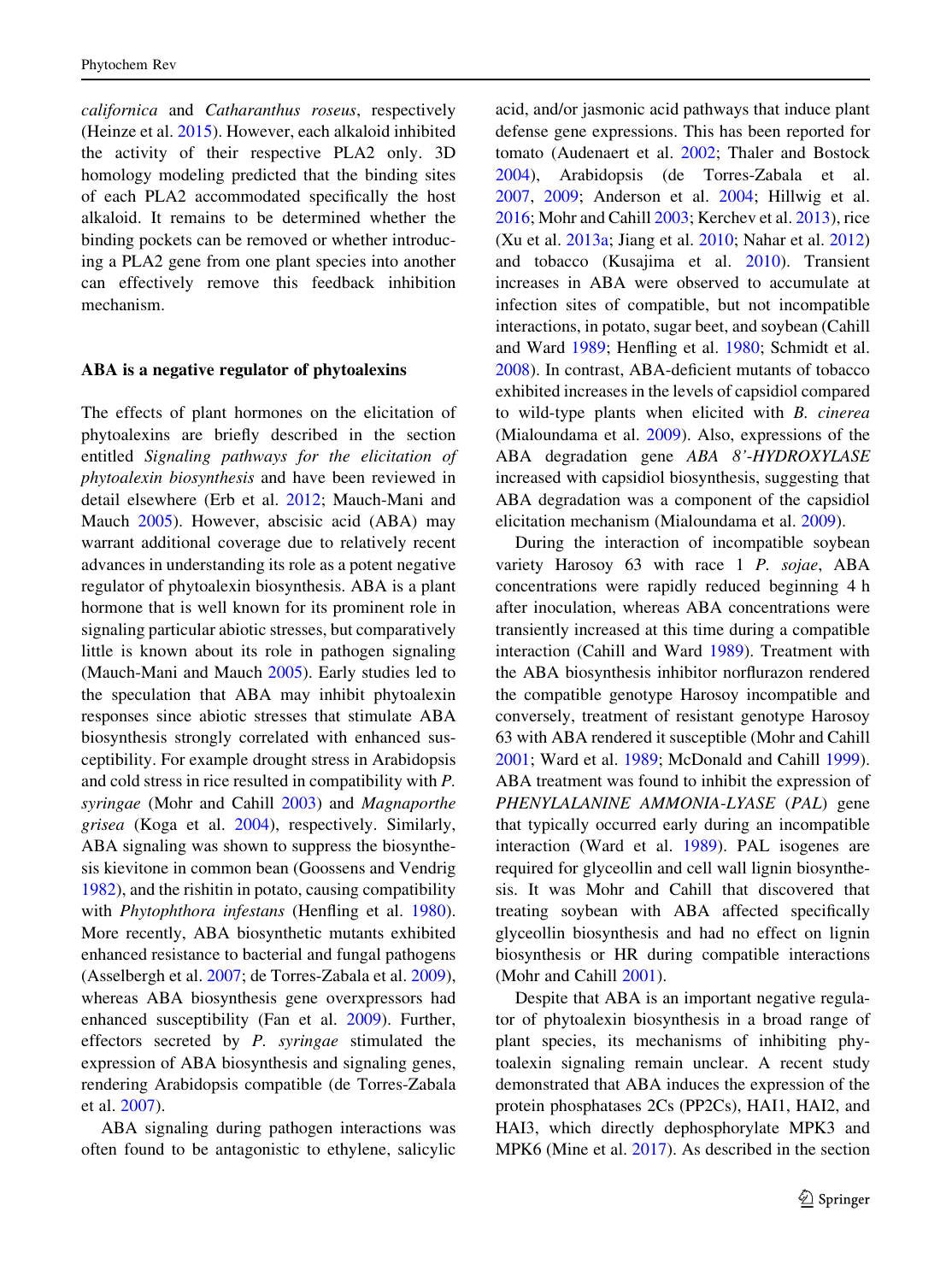*californica* and *Catharanthus roseus*, respectively (Heinze et al. 2015). However, each alkaloid inhibited the activity of their respective PLA2 only. 3D homology modeling predicted that the binding sites of each PLA2 accommodated specifically the host alkaloid. It remains to be determined whether the binding pockets can be removed or whether introducing a PLA2 gene from one plant species into another can effectively remove this feedback inhibition mechanism.

## ABA is a negative regulator of phytoalexins

The effects of plant hormones on the elicitation of phytoalexins are briefly described in the section entitled *Signaling pathways for the elicitation of phytoalexin biosynthesis* and have been reviewed in detail elsewhere (Erb et al. 2012; Mauch-Mani and Mauch 2005). However, abscisic acid (ABA) may warrant additional coverage due to relatively recent advances in understanding its role as a potent negative regulator of phytoalexin biosynthesis. ABA is a plant hormone that is well known for its prominent role in signaling particular abiotic stresses, but comparatively little is known about its role in pathogen signaling (Mauch-Mani and Mauch 2005). Early studies led to the speculation that ABA may inhibit phytoalexin responses since abiotic stresses that stimulate ABA biosynthesis strongly correlated with enhanced susceptibility. For example drought stress in Arabidopsis and cold stress in rice resulted in compatibility with *P. syringae* (Mohr and Cahill 2003) and *Magnaporthe grisea* (Koga et al. 2004), respectively. Similarly, ABA signaling was shown to suppress the biosynthesis kievitone in common bean (Goossens and Vendrig 1982), and the rishitin in potato, causing compatibility with *Phytophthora infestans* (Henfling et al. 1980). More recently, ABA biosynthetic mutants exhibited enhanced resistance to bacterial and fungal pathogens (Asselbergh et al. 2007; de Torres-Zabala et al. 2009), whereas ABA biosynthesis gene overexpressors had enhanced susceptibility (Fan et al. 2009). Further, effectors secreted by *P. syringae* stimulated the expression of ABA biosynthesis and signaling genes, rendering Arabidopsis compatible (de Torres-Zabala et al. 2007).

ABA signaling during pathogen interactions was often found to be antagonistic to ethylene, salicylic acid, and/or jasmonic acid pathways that induce plant defense gene expressions. This has been reported for tomato (Audenaert et al. 2002; Thaler and Bostock 2004), Arabidopsis (de Torres-Zabala et al. 2007, 2009; Anderson et al. 2004; Hillwig et al. 2016; Mohr and Cahill 2003; Kerchev et al. 2013), rice (Xu et al. 2013a; Jiang et al. 2010; Nahar et al. 2012) and tobacco (Kusajima et al. 2010). Transient increases in ABA were observed to accumulate at infection sites of compatible, but not incompatible interactions, in potato, sugar beet, and soybean (Cahill and Ward 1989; Henfling et al. 1980; Schmidt et al. 2008). In contrast, ABA-deficient mutants of tobacco exhibited increases in the levels of capsidiol compared to wild-type plants when elicited with *B. cinerea* (Mialoundama et al. 2009). Also, expressions of the ABA degradation gene *ABA 8'-HYDROXYLASE* increased with capsidiol biosynthesis, suggesting that ABA degradation was a component of the capsidiol elicitation mechanism (Mialoundama et al. 2009).

During the interaction of incompatible soybean variety Harosoy 63 with race 1 *P. sojae*, ABA concentrations were rapidly reduced beginning 4 h after inoculation, whereas ABA concentrations were transiently increased at this time during a compatible interaction (Cahill and Ward 1989). Treatment with the ABA biosynthesis inhibitor norflurazon rendered the compatible genotype Harosoy incompatible and conversely, treatment of resistant genotype Harosoy 63 with ABA rendered it susceptible (Mohr and Cahill 2001; Ward et al. 1989; McDonald and Cahill 1999). ABA treatment was found to inhibit the expression of *PHENYLALANINE AMMONIA-LYASE* (*PAL*) gene that typically occurred early during an incompatible interaction (Ward et al. 1989). PAL isogenes are required for glyceollin and cell wall lignin biosynthesis. It was Mohr and Cahill that discovered that treating soybean with ABA affected specifically glyceollin biosynthesis and had no effect on lignin biosynthesis or HR during compatible interactions (Mohr and Cahill 2001).

Despite that ABA is an important negative regulator of phytoalexin biosynthesis in a broad range of plant species, its mechanisms of inhibiting phytoalexin signaling remain unclear. A recent study demonstrated that ABA induces the expression of the protein phosphatases 2Cs (PP2Cs), HAI1, HAI2, and HAI3, which directly dephosphorylate MPK3 and MPK6 (Mine et al. 2017). As described in the section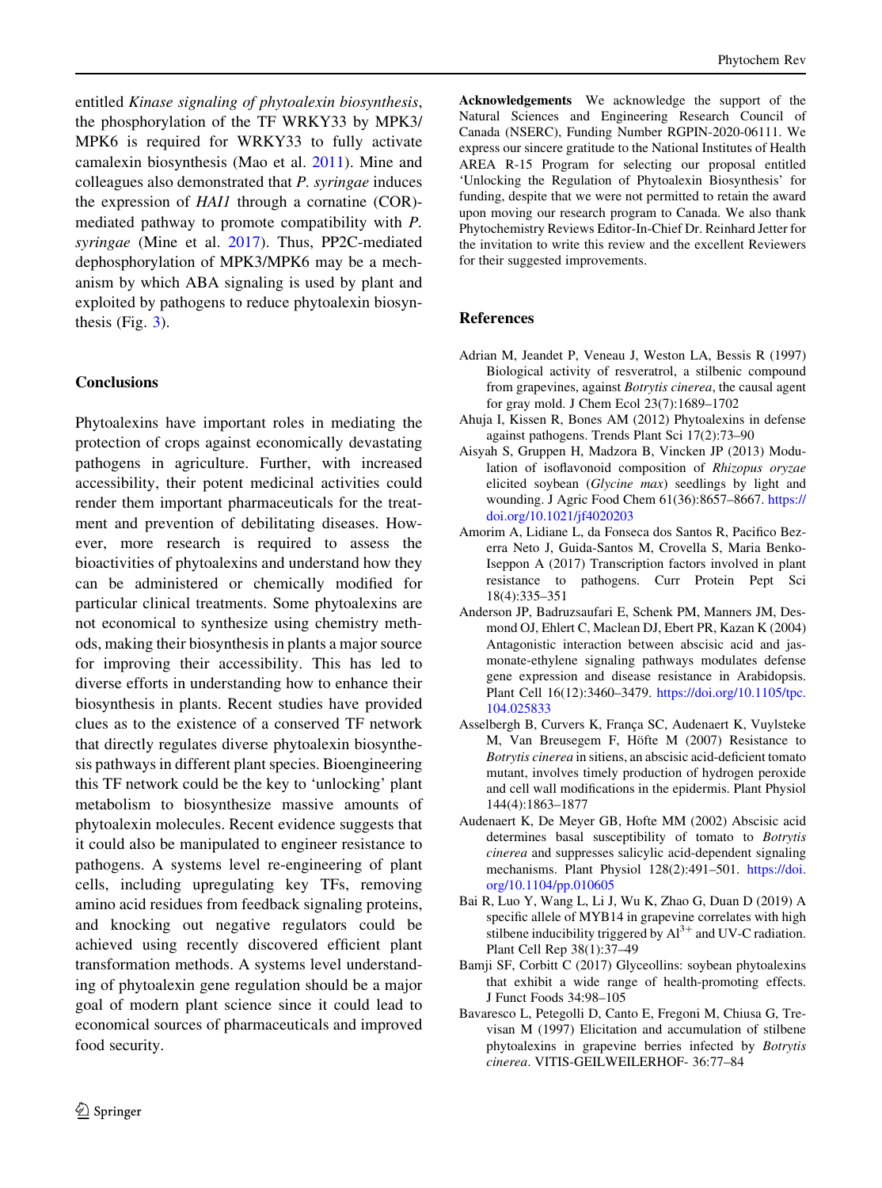entitled *Kinase signaling of phytoalexin biosynthesis*, the phosphorylation of the TF WRKY33 by MPK3/MPK6 is required for WRKY33 to fully activate camalexin biosynthesis (Mao et al. 2011). Mine and colleagues also demonstrated that *P. syringae* induces the expression of *HAI1* through a cornatine (COR)-mediated pathway to promote compatibility with *P. syringae* (Mine et al. 2017). Thus, PP2C-mediated dephosphorylation of MPK3/MPK6 may be a mechanism by which ABA signaling is used by plant and exploited by pathogens to reduce phytoalexin biosynthesis (Fig. 3).

## Conclusions

Phytoalexins have important roles in mediating the protection of crops against economically devastating pathogens in agriculture. Further, with increased accessibility, their potent medicinal activities could render them important pharmaceuticals for the treatment and prevention of debilitating diseases. However, more research is required to assess the bioactivities of phytoalexins and understand how they can be administered or chemically modified for particular clinical treatments. Some phytoalexins are not economical to synthesize using chemistry methods, making their biosynthesis in plants a major source for improving their accessibility. This has led to diverse efforts in understanding how to enhance their biosynthesis in plants. Recent studies have provided clues as to the existence of a conserved TF network that directly regulates diverse phytoalexin biosynthesis pathways in different plant species. Bioengineering this TF network could be the key to 'unlocking' plant metabolism to biosynthesize massive amounts of phytoalexin molecules. Recent evidence suggests that it could also be manipulated to engineer resistance to pathogens. A systems level re-engineering of plant cells, including upregulating key TFs, removing amino acid residues from feedback signaling proteins, and knocking out negative regulators could be achieved using recently discovered efficient plant transformation methods. A systems level understanding of phytoalexin gene regulation should be a major goal of modern plant science since it could lead to economical sources of pharmaceuticals and improved food security.

**Acknowledgements** We acknowledge the support of the Natural Sciences and Engineering Research Council of Canada (NSERC), Funding Number RGPIN-2020-06111. We express our sincere gratitude to the National Institutes of Health AREA R-15 Program for selecting our proposal entitled 'Unlocking the Regulation of Phytoalexin Biosynthesis' for funding, despite that we were not permitted to retain the award upon moving our research program to Canada. We also thank Phytochemistry Reviews Editor-In-Chief Dr. Reinhard Jetter for the invitation to write this review and the excellent Reviewers for their suggested improvements.

## References

Adrian M, Jeandet P, Veneau J, Weston LA, Bessis R (1997) Biological activity of resveratrol, a stilbenic compound from grapevines, against *Botrytis cinerea*, the causal agent for gray mold. J Chem Ecol 23(7):1689–1702

Ahuja I, Kissen R, Bones AM (2012) Phytoalexins in defense against pathogens. Trends Plant Sci 17(2):73–90

Aisyah S, Gruppen H, Madzora B, Vincken JP (2013) Modulation of isoflavonoid composition of *Rhizopus oryzae* elicited soybean (*Glycine max*) seedlings by light and wounding. J Agric Food Chem 61(36):8657–8667. https://doi.org/10.1021/jf4020203

Amorim A, Lidiane L, da Fonseca dos Santos R, Pacifico Bezerra Neto J, Guida-Santos M, Crovella S, Maria Benko-Iseppon A (2017) Transcription factors involved in plant resistance to pathogens. Curr Protein Pept Sci 18(4):335–351

Anderson JP, Badruzsaufari E, Schenk PM, Manners JM, Desmond OJ, Ehlert C, Maclean DJ, Ebert PR, Kazan K (2004) Antagonistic interaction between abscisic acid and jasmonate-ethylene signaling pathways modulates defense gene expression and disease resistance in Arabidopsis. Plant Cell 16(12):3460–3479. https://doi.org/10.1105/tpc.104.025833

Asselbergh B, Curvers K, França SC, Audenaert K, Vuylsteke M, Van Breusegem F, Höfte M (2007) Resistance to *Botrytis cinerea* in sitiens, an abscisic acid-deficient tomato mutant, involves timely production of hydrogen peroxide and cell wall modifications in the epidermis. Plant Physiol 144(4):1863–1877

Audenaert K, De Meyer GB, Hofte MM (2002) Abscisic acid determines basal susceptibility of tomato to *Botrytis cinerea* and suppresses salicylic acid-dependent signaling mechanisms. Plant Physiol 128(2):491–501. https://doi.org/10.1104/pp.010605

Bai R, Luo Y, Wang L, Li J, Wu K, Zhao G, Duan D (2019) A specific allele of MYB14 in grapevine correlates with high stilbene inducibility triggered by $Al^{3+}$ and UV-C radiation. Plant Cell Rep 38(1):37–49

Bamji SF, Corbitt C (2017) Glyceollins: soybean phytoalexins that exhibit a wide range of health-promoting effects. J Funct Foods 34:98–105

Bavaresco L, Petegolli D, Canto E, Fregoni M, Chiusa G, Trevisan M (1997) Elicitation and accumulation of stilbene phytoalexins in grapevine berries infected by *Botrytis cinerea*. VITIS-GEILWEILERHOF- 36:77–84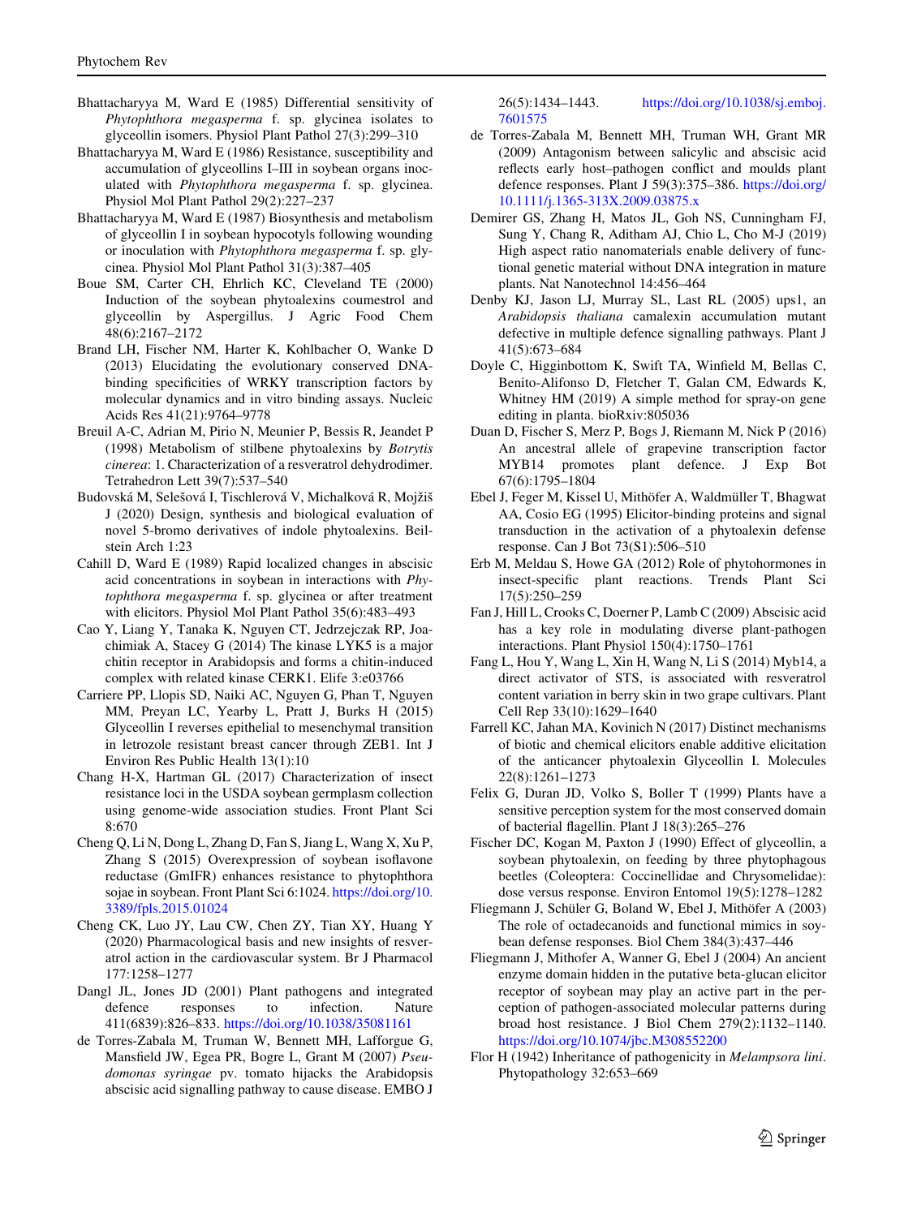Bhattacharyya M, Ward E (1985) Differential sensitivity of *Phytophthora megasperma* f. sp. glycinea isolates to glyceollin isomers. Physiol Plant Pathol 27(3):299–310

Bhattacharyya M, Ward E (1986) Resistance, susceptibility and accumulation of glyceollins I–III in soybean organs inoculated with *Phytophthora megasperma* f. sp. glycinea. Physiol Mol Plant Pathol 29(2):227–237

Bhattacharyya M, Ward E (1987) Biosynthesis and metabolism of glyceollin I in soybean hypocotyls following wounding or inoculation with *Phytophthora megasperma* f. sp. glycinea. Physiol Mol Plant Pathol 31(3):387–405

Boue SM, Carter CH, Ehrlich KC, Cleveland TE (2000) Induction of the soybean phytoalexins coumestrol and glyceollin by Aspergillus. J Agric Food Chem 48(6):2167–2172

Brand LH, Fischer NM, Harter K, Kohlbacher O, Wanke D (2013) Elucidating the evolutionary conserved DNA-binding specificities of WRKY transcription factors by molecular dynamics and in vitro binding assays. Nucleic Acids Res 41(21):9764–9778

Breuil A-C, Adrian M, Pirio N, Meunier P, Bessis R, Jeandet P (1998) Metabolism of stilbene phytoalexins by *Botrytis cinerea*: 1. Characterization of a resveratrol dehydrodimer. Tetrahedron Lett 39(7):537–540

Budovská M, Selešová I, Tischlerová V, Michalková R, Mojžiš J (2020) Design, synthesis and biological evaluation of novel 5-bromo derivatives of indole phytoalexins. Beilstein Arch 1:23

Cahill D, Ward E (1989) Rapid localized changes in abscisic acid concentrations in soybean in interactions with *Phytophthora megasperma* f. sp. glycinea or after treatment with elicitors. Physiol Mol Plant Pathol 35(6):483–493

Cao Y, Liang Y, Tanaka K, Nguyen CT, Jedrzejczak RP, Joachimiak A, Stacey G (2014) The kinase LYK5 is a major chitin receptor in Arabidopsis and forms a chitin-induced complex with related kinase CERK1. Elife 3:e03766

Carriere PP, Llopis SD, Naiki AC, Nguyen G, Phan T, Nguyen MM, Preyan LC, Yearby L, Pratt J, Burks H (2015) Glyceollin I reverses epithelial to mesenchymal transition in letrozole resistant breast cancer through ZEB1. Int J Environ Res Public Health 13(1):10

Chang H-X, Hartman GL (2017) Characterization of insect resistance loci in the USDA soybean germplasm collection using genome-wide association studies. Front Plant Sci 8:670

Cheng Q, Li N, Dong L, Zhang D, Fan S, Jiang L, Wang X, Xu P, Zhang S (2015) Overexpression of soybean isoflavone reductase (GmIFR) enhances resistance to phytophthora sojae in soybean. Front Plant Sci 6:1024. https://doi.org/10.3389/fpls.2015.01024

Cheng CK, Luo JY, Lau CW, Chen ZY, Tian XY, Huang Y (2020) Pharmacological basis and new insights of resveratrol action in the cardiovascular system. Br J Pharmacol 177:1258–1277

Dangl JL, Jones JD (2001) Plant pathogens and integrated defence responses to infection. Nature 411(6839):826–833. https://doi.org/10.1038/35081161

de Torres-Zabala M, Truman W, Bennett MH, Lafforgue G, Mansfield JW, Egea PR, Bogre L, Grant M (2007) *Pseudomonas syringae* pv. tomato hijacks the Arabidopsis abscisic acid signalling pathway to cause disease. EMBO J 26(5):1434–1443. https://doi.org/10.1038/sj.emboj.7601575

de Torres-Zabala M, Bennett MH, Truman WH, Grant MR (2009) Antagonism between salicylic and abscisic acid reflects early host–pathogen conflict and moulds plant defence responses. Plant J 59(3):375–386. https://doi.org/10.1111/j.1365-313X.2009.03875.x

Demirer GS, Zhang H, Matos JL, Goh NS, Cunningham FJ, Sung Y, Chang R, Aditham AJ, Chio L, Cho M-J (2019) High aspect ratio nanomaterials enable delivery of functional genetic material without DNA integration in mature plants. Nat Nanotechnol 14:456–464

Denby KJ, Jason LJ, Murray SL, Last RL (2005) ups1, an *Arabidopsis thaliana* camalexin accumulation mutant defective in multiple defence signalling pathways. Plant J 41(5):673–684

Doyle C, Higginbottom K, Swift TA, Winfield M, Bellas C, Benito-Alifonso D, Fletcher T, Galan CM, Edwards K, Whitney HM (2019) A simple method for spray-on gene editing in planta. bioRxiv:805036

Duan D, Fischer S, Merz P, Bogs J, Riemann M, Nick P (2016) An ancestral allele of grapevine transcription factor MYB14 promotes plant defence. J Exp Bot 67(6):1795–1804

Ebel J, Feger M, Kissel U, Mithöfer A, Waldmüller T, Bhagwat AA, Cosio EG (1995) Elicitor-binding proteins and signal transduction in the activation of a phytoalexin defense response. Can J Bot 73(S1):506–510

Erb M, Meldau S, Howe GA (2012) Role of phytohormones in insect-specific plant reactions. Trends Plant Sci 17(5):250–259

Fan J, Hill L, Crooks C, Doerner P, Lamb C (2009) Abscisic acid has a key role in modulating diverse plant-pathogen interactions. Plant Physiol 150(4):1750–1761

Fang L, Hou Y, Wang L, Xin H, Wang N, Li S (2014) Myb14, a direct activator of STS, is associated with resveratrol content variation in berry skin in two grape cultivars. Plant Cell Rep 33(10):1629–1640

Farrell KC, Jahan MA, Kovinich N (2017) Distinct mechanisms of biotic and chemical elicitors enable additive elicitation of the anticancer phytoalexin Glyceollin I. Molecules 22(8):1261–1273

Felix G, Duran JD, Volko S, Boller T (1999) Plants have a sensitive perception system for the most conserved domain of bacterial flagellin. Plant J 18(3):265–276

Fischer DC, Kogan M, Paxton J (1990) Effect of glyceollin, a soybean phytoalexin, on feeding by three phytophagous beetles (Coleoptera: Coccinellidae and Chrysomelidae): dose versus response. Environ Entomol 19(5):1278–1282

Fliegmann J, Schüler G, Boland W, Ebel J, Mithöfer A (2003) The role of octadecanoids and functional mimics in soybean defense responses. Biol Chem 384(3):437–446

Fliegmann J, Mithofer A, Wanner G, Ebel J (2004) An ancient enzyme domain hidden in the putative beta-glucan elicitor receptor of soybean may play an active part in the perception of pathogen-associated molecular patterns during broad host resistance. J Biol Chem 279(2):1132–1140. https://doi.org/10.1074/jbc.M308552200

Flor H (1942) Inheritance of pathogenicity in *Melampsora lini*. Phytopathology 32:653–669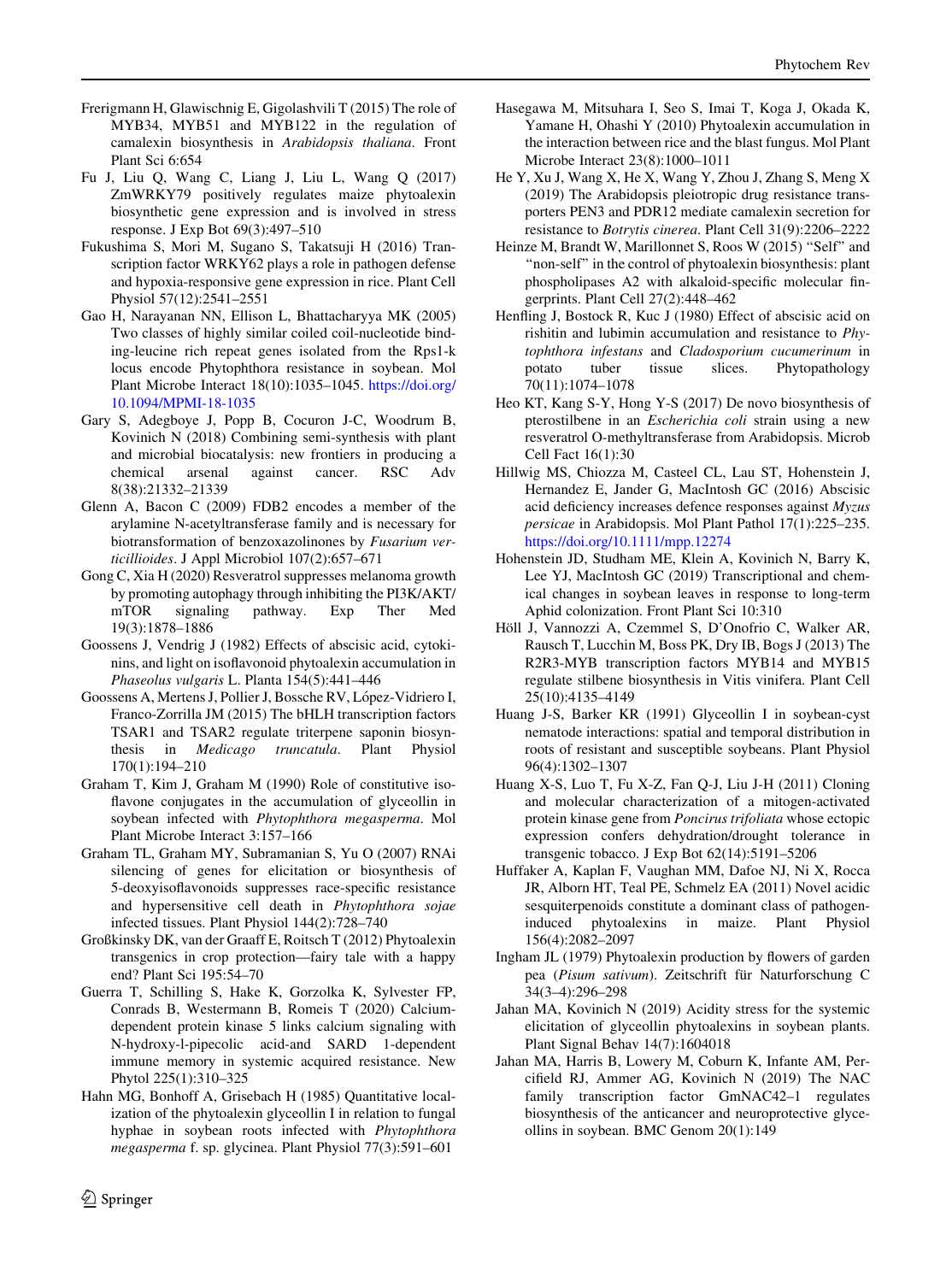Frerigmann H, Glawischnig E, Gigolashvili T (2015) The role of MYB34, MYB51 and MYB122 in the regulation of camalexin biosynthesis in *Arabidopsis thaliana*. Front Plant Sci 6:654

Fu J, Liu Q, Wang C, Liang J, Liu L, Wang Q (2017) ZmWRKY79 positively regulates maize phytoalexin biosynthetic gene expression and is involved in stress response. J Exp Bot 69(3):497–510

Fukushima S, Mori M, Sugano S, Takatsuji H (2016) Transcription factor WRKY62 plays a role in pathogen defense and hypoxia-responsive gene expression in rice. Plant Cell Physiol 57(12):2541–2551

Gao H, Narayanan NN, Ellison L, Bhattacharyya MK (2005) Two classes of highly similar coiled coil-nucleotide binding-leucine rich repeat genes isolated from the Rps1-k locus encode Phytophthora resistance in soybean. Mol Plant Microbe Interact 18(10):1035–1045. https://doi.org/10.1094/MPMI-18-1035

Gary S, Adegboye J, Popp B, Cocuron J-C, Woodrum B, Kovinich N (2018) Combining semi-synthesis with plant and microbial biocatalysis: new frontiers in producing a chemical arsenal against cancer. RSC Adv 8(38):21332–21339

Glenn A, Bacon C (2009) FDB2 encodes a member of the arylamine N-acetyltransferase family and is necessary for biotransformation of benzoxazolinones by *Fusarium verticillioides*. J Appl Microbiol 107(2):657–671

Gong C, Xia H (2020) Resveratrol suppresses melanoma growth by promoting autophagy through inhibiting the PI3K/AKT/mTOR signaling pathway. Exp Ther Med 19(3):1878–1886

Goossens J, Vendrig J (1982) Effects of abscisic acid, cytokinins, and light on isoflavonoid phytoalexin accumulation in *Phaseolus vulgaris* L. Planta 154(5):441–446

Goossens A, Mertens J, Pollier J, Bossche RV, López-Vidriero I, Franco-Zorrilla JM (2015) The bHLH transcription factors TSAR1 and TSAR2 regulate triterpene saponin biosynthesis in *Medicago truncatula*. Plant Physiol 170(1):194–210

Graham T, Kim J, Graham M (1990) Role of constitutive isoflavone conjugates in the accumulation of glyceollin in soybean infected with *Phytophthora megasperma*. Mol Plant Microbe Interact 3:157–166

Graham TL, Graham MY, Subramanian S, Yu O (2007) RNAi silencing of genes for elicitation or biosynthesis of 5-deoxyisoflavonoids suppresses race-specific resistance and hypersensitive cell death in *Phytophthora sojae* infected tissues. Plant Physiol 144(2):728–740

Großkinsky DK, van der Graaff E, Roitsch T (2012) Phytoalexin transgenics in crop protection—fairy tale with a happy end? Plant Sci 195:54–70

Guerra T, Schilling S, Hake K, Gorzolka K, Sylvester FP, Conrads B, Westermann B, Romeis T (2020) Calcium-dependent protein kinase 5 links calcium signaling with N-hydroxy-l-pipecolic acid-and SARD 1-dependent immune memory in systemic acquired resistance. New Phytol 225(1):310–325

Hahn MG, Bonhoff A, Grisebach H (1985) Quantitative localization of the phytoalexin glyceollin I in relation to fungal hyphae in soybean roots infected with *Phytophthora megasperma* f. sp. glycinea. Plant Physiol 77(3):591–601

Hasegawa M, Mitsuhara I, Seo S, Imai T, Koga J, Okada K, Yamane H, Ohashi Y (2010) Phytoalexin accumulation in the interaction between rice and the blast fungus. Mol Plant Microbe Interact 23(8):1000–1011

He Y, Xu J, Wang X, He X, Wang Y, Zhou J, Zhang S, Meng X (2019) The Arabidopsis pleiotropic drug resistance transporters PEN3 and PDR12 mediate camalexin secretion for resistance to *Botrytis cinerea*. Plant Cell 31(9):2206–2222

Heinze M, Brandt W, Marillonnet S, Roos W (2015) "Self" and "non-self" in the control of phytoalexin biosynthesis: plant phospholipases A2 with alkaloid-specific molecular fingerprints. Plant Cell 27(2):448–462

Henfling J, Bostock R, Kuc J (1980) Effect of abscisic acid on rishitin and lubimin accumulation and resistance to *Phytophthora infestans* and *Cladosporium cucumerinum* in potato tuber tissue slices. Phytopathology 70(11):1074–1078

Heo KT, Kang S-Y, Hong Y-S (2017) De novo biosynthesis of pterostilbene in an *Escherichia coli* strain using a new resveratrol O-methyltransferase from Arabidopsis. Microb Cell Fact 16(1):30

Hillwig MS, Chiozza M, Casteel CL, Lau ST, Hohenstein J, Hernandez E, Jander G, MacIntosh GC (2016) Abscisic acid deficiency increases defence responses against *Myzus persicae* in Arabidopsis. Mol Plant Pathol 17(1):225–235. https://doi.org/10.1111/mpp.12274

Hohenstein JD, Studham ME, Klein A, Kovinich N, Barry K, Lee YJ, MacIntosh GC (2019) Transcriptional and chemical changes in soybean leaves in response to long-term Aphid colonization. Front Plant Sci 10:310

Höll J, Vannozzi A, Czemmel S, D'Onofrio C, Walker AR, Rausch T, Lucchin M, Boss PK, Dry IB, Bogs J (2013) The R2R3-MYB transcription factors MYB14 and MYB15 regulate stilbene biosynthesis in Vitis vinifera. Plant Cell 25(10):4135–4149

Huang J-S, Barker KR (1991) Glyceollin I in soybean-cyst nematode interactions: spatial and temporal distribution in roots of resistant and susceptible soybeans. Plant Physiol 96(4):1302–1307

Huang X-S, Luo T, Fu X-Z, Fan Q-J, Liu J-H (2011) Cloning and molecular characterization of a mitogen-activated protein kinase gene from *Poncirus trifoliata* whose ectopic expression confers dehydration/drought tolerance in transgenic tobacco. J Exp Bot 62(14):5191–5206

Huffaker A, Kaplan F, Vaughan MM, Dafoe NJ, Ni X, Rocca JR, Alborn HT, Teal PE, Schmelz EA (2011) Novel acidic sesquiterpenoids constitute a dominant class of pathogen-induced phytoalexins in maize. Plant Physiol 156(4):2082–2097

Ingham JL (1979) Phytoalexin production by flowers of garden pea (*Pisum sativum*). Zeitschrift für Naturforschung C 34(3–4):296–298

Jahan MA, Kovinich N (2019) Acidity stress for the systemic elicitation of glyceollin phytoalexins in soybean plants. Plant Signal Behav 14(7):1604018

Jahan MA, Harris B, Lowery M, Coburn K, Infante AM, Percifield RJ, Ammer AG, Kovinich N (2019) The NAC family transcription factor GmNAC42–1 regulates biosynthesis of the anticancer and neuroprotective glyceollins in soybean. BMC Genom 20(1):149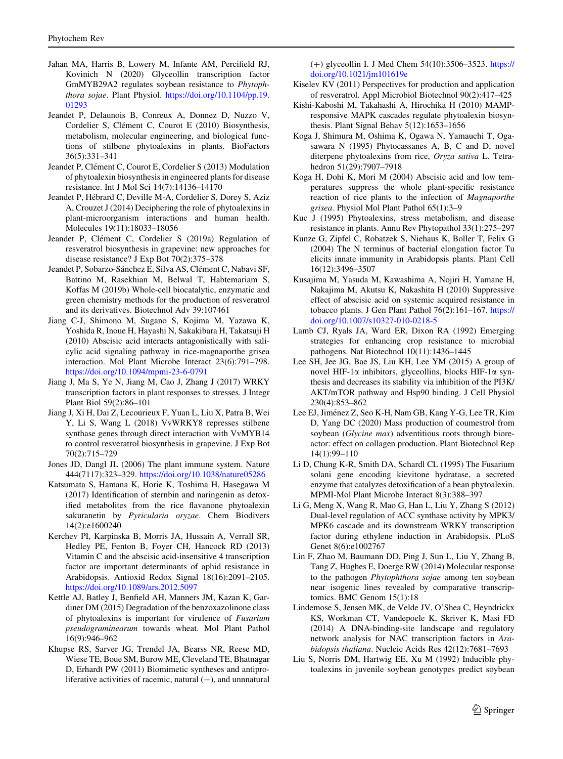Jahan MA, Harris B, Lowery M, Infante AM, Percifield RJ, Kovinich N (2020) Glyceollin transcription factor GmMYB29A2 regulates soybean resistance to *Phytophthora sojae*. Plant Physiol. https://doi.org/10.1104/pp.19.01293

Jeandet P, Delaunois B, Conreux A, Donnez D, Nuzzo V, Cordelier S, Clément C, Courot E (2010) Biosynthesis, metabolism, molecular engineering, and biological functions of stilbene phytoalexins in plants. BioFactors 36(5):331–341

Jeandet P, Clément C, Courot E, Cordelier S (2013) Modulation of phytoalexin biosynthesis in engineered plants for disease resistance. Int J Mol Sci 14(7):14136–14170

Jeandet P, Hébrard C, Deville M-A, Cordelier S, Dorey S, Aziz A, Crouzet J (2014) Deciphering the role of phytoalexins in plant-microorganism interactions and human health. Molecules 19(11):18033–18056

Jeandet P, Clément C, Cordelier S (2019a) Regulation of resveratrol biosynthesis in grapevine: new approaches for disease resistance? J Exp Bot 70(2):375–378

Jeandet P, Sobarzo-Sánchez E, Silva AS, Clément C, Nabavi SF, Battino M, Rasekhian M, Belwal T, Habtemariam S, Koffas M (2019b) Whole-cell biocatalytic, enzymatic and green chemistry methods for the production of resveratrol and its derivatives. Biotechnol Adv 39:107461

Jiang C-J, Shimono M, Sugano S, Kojima M, Yazawa K, Yoshida R, Inoue H, Hayashi N, Sakakibara H, Takatsuji H (2010) Abscisic acid interacts antagonistically with salicylic acid signaling pathway in rice-magnaporthe grisea interaction. Mol Plant Microbe Interact 23(6):791–798. https://doi.org/10.1094/mpmi-23-6-0791

Jiang J, Ma S, Ye N, Jiang M, Cao J, Zhang J (2017) WRKY transcription factors in plant responses to stresses. J Integr Plant Biol 59(2):86–101

Jiang J, Xi H, Dai Z, Lecourieux F, Yuan L, Liu X, Patra B, Wei Y, Li S, Wang L (2018) VvWRKY8 represses stilbene synthase genes through direct interaction with VvMYB14 to control resveratrol biosynthesis in grapevine. J Exp Bot 70(2):715–729

Jones JD, Dangl JL (2006) The plant immune system. Nature 444(7117):323–329. https://doi.org/10.1038/nature05286

Katsumata S, Hamana K, Horie K, Toshima H, Hasegawa M (2017) Identification of sternbin and naringenin as detoxified metabolites from the rice flavanone phytoalexin sakuranetin by *Pyricularia oryzae*. Chem Biodivers 14(2):e1600240

Kerchev PI, Karpinska B, Morris JA, Hussain A, Verrall SR, Hedley PE, Fenton B, Foyer CH, Hancock RD (2013) Vitamin C and the abscisic acid-insensitive 4 transcription factor are important determinants of aphid resistance in Arabidopsis. Antioxid Redox Signal 18(16):2091–2105. https://doi.org/10.1089/ars.2012.5097

Kettle AJ, Batley J, Benfield AH, Manners JM, Kazan K, Gardiner DM (2015) Degradation of the benzoxazolinone class of phytoalexins is important for virulence of *Fusarium pseudograminearum* towards wheat. Mol Plant Pathol 16(9):946–962

Khupse RS, Sarver JG, Trendel JA, Bearss NR, Reese MD, Wiese TE, Boue SM, Burow ME, Cleveland TE, Bhatnagar D, Erhardt PW (2011) Biomimetic syntheses and antiproliferative activities of racemic, natural (−), and unnnatural (+) glyceollin I. J Med Chem 54(10):3506–3523. https://doi.org/10.1021/jm101619e

Kiselev KV (2011) Perspectives for production and application of resveratrol. Appl Microbiol Biotechnol 90(2):417–425

Kishi-Kaboshi M, Takahashi A, Hirochika H (2010) MAMP-responsive MAPK cascades regulate phytoalexin biosynthesis. Plant Signal Behav 5(12):1653–1656

Koga J, Shimura M, Oshima K, Ogawa N, Yamauchi T, Ogasawara N (1995) Phytocassanes A, B, C and D, novel diterpene phytoalexins from rice, *Oryza sativa* L. Tetrahedron 51(29):7907–7918

Koga H, Dohi K, Mori M (2004) Abscisic acid and low temperatures suppress the whole plant-specific resistance reaction of rice plants to the infection of *Magnaporthe grisea*. Physiol Mol Plant Pathol 65(1):3–9

Kuc J (1995) Phytoalexins, stress metabolism, and disease resistance in plants. Annu Rev Phytopathol 33(1):275–297

Kunze G, Zipfel C, Robatzek S, Niehaus K, Boller T, Felix G (2004) The N terminus of bacterial elongation factor Tu elicits innate immunity in Arabidopsis plants. Plant Cell 16(12):3496–3507

Kusajima M, Yasuda M, Kawashima A, Nojiri H, Yamane H, Nakajima M, Akutsu K, Nakashita H (2010) Suppressive effect of abscisic acid on systemic acquired resistance in tobacco plants. J Gen Plant Pathol 76(2):161–167. https://doi.org/10.1007/s10327-010-0218-5

Lamb CJ, Ryals JA, Ward ER, Dixon RA (1992) Emerging strategies for enhancing crop resistance to microbial pathogens. Nat Biotechnol 10(11):1436–1445

Lee SH, Jee JG, Bae JS, Liu KH, Lee YM (2015) A group of novel HIF-1α inhibitors, glyceollins, blocks HIF-1α synthesis and decreases its stability via inhibition of the PI3K/AKT/mTOR pathway and Hsp90 binding. J Cell Physiol 230(4):853–862

Lee EJ, Jiménez Z, Seo K-H, Nam GB, Kang Y-G, Lee TR, Kim D, Yang DC (2020) Mass production of coumestrol from soybean (*Glycine max*) adventitious roots through bioreactor: effect on collagen production. Plant Biotechnol Rep 14(1):99–110

Li D, Chung K-R, Smith DA, Schardl CL (1995) The Fusarium solani gene encoding kievitone hydratase, a secreted enzyme that catalyzes detoxification of a bean phytoalexin. MPMI-Mol Plant Microbe Interact 8(3):388–397

Li G, Meng X, Wang R, Mao G, Han L, Liu Y, Zhang S (2012) Dual-level regulation of ACC synthase activity by MPK3/MPK6 cascade and its downstream WRKY transcription factor during ethylene induction in Arabidopsis. PLoS Genet 8(6):e1002767

Lin F, Zhao M, Baumann DD, Ping J, Sun L, Liu Y, Zhang B, Tang Z, Hughes E, Doerge RW (2014) Molecular response to the pathogen *Phytophthora sojae* among ten soybean near isogenic lines revealed by comparative transcriptomics. BMC Genom 15(1):18

Lindemose S, Jensen MK, de Velde JV, O'Shea C, Heyndrickx KS, Workman CT, Vandepoele K, Skriver K, Masi FD (2014) A DNA-binding-site landscape and regulatory network analysis for NAC transcription factors in *Arabidopsis thaliana*. Nucleic Acids Res 42(12):7681–7693

Liu S, Norris DM, Hartwig EE, Xu M (1992) Inducible phytoalexins in juvenile soybean genotypes predict soybean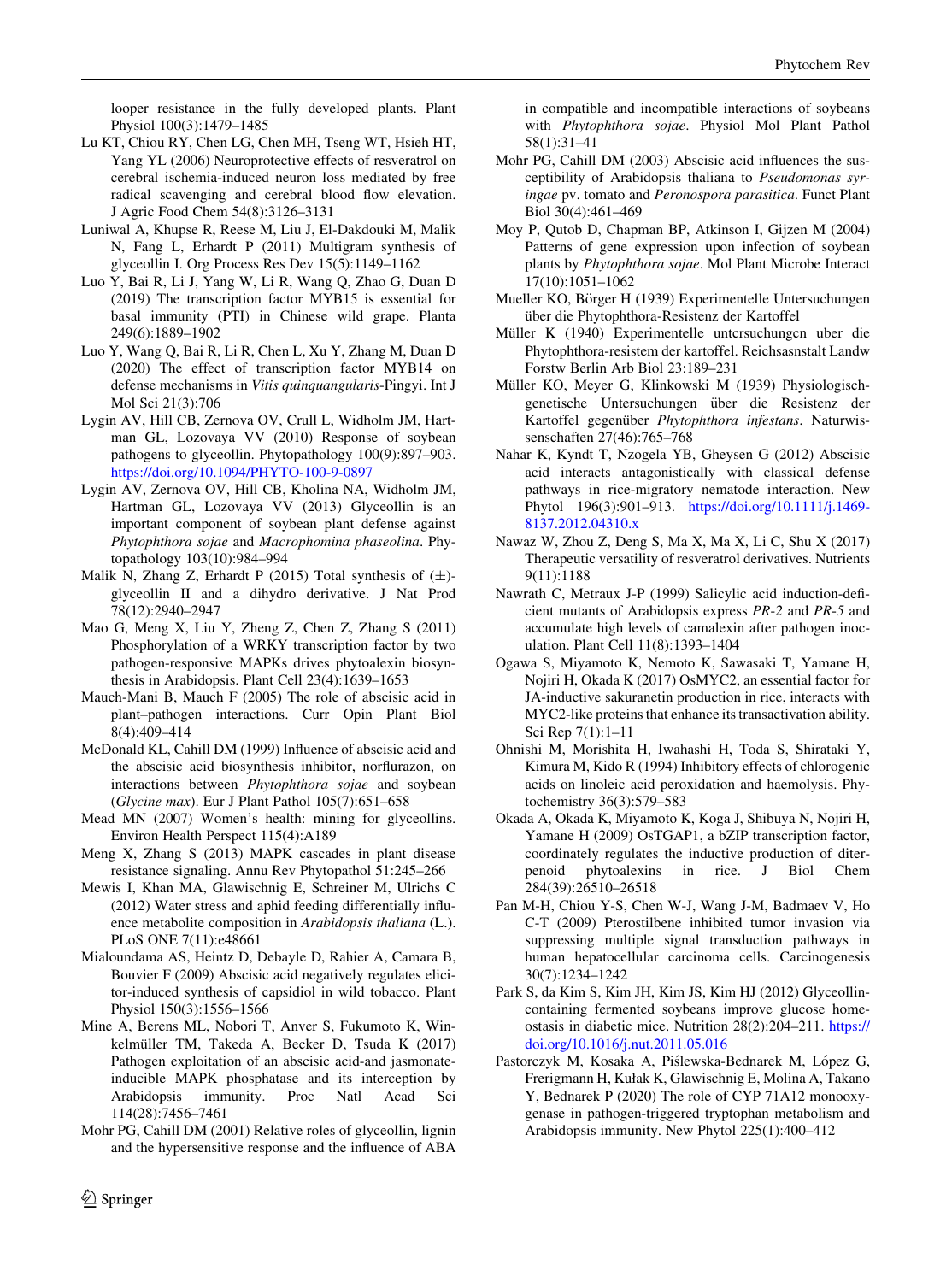looper resistance in the fully developed plants. Plant Physiol 100(3):1479–1485

Lu KT, Chiou RY, Chen LG, Chen MH, Tseng WT, Hsieh HT, Yang YL (2006) Neuroprotective effects of resveratrol on cerebral ischemia-induced neuron loss mediated by free radical scavenging and cerebral blood flow elevation. J Agric Food Chem 54(8):3126–3131

Luniwal A, Khupse R, Reese M, Liu J, El-Dakdouki M, Malik N, Fang L, Erhardt P (2011) Multigram synthesis of glyceollin I. Org Process Res Dev 15(5):1149–1162

Luo Y, Bai R, Li J, Yang W, Li R, Wang Q, Zhao G, Duan D (2019) The transcription factor MYB15 is essential for basal immunity (PTI) in Chinese wild grape. Planta 249(6):1889–1902

Luo Y, Wang Q, Bai R, Li R, Chen L, Xu Y, Zhang M, Duan D (2020) The effect of transcription factor MYB14 on defense mechanisms in *Vitis quinquangularis*-Pingyi. Int J Mol Sci 21(3):706

Lygin AV, Hill CB, Zernova OV, Crull L, Widholm JM, Hartman GL, Lozovaya VV (2010) Response of soybean pathogens to glyceollin. Phytopathology 100(9):897–903. https://doi.org/10.1094/PHYTO-100-9-0897

Lygin AV, Zernova OV, Hill CB, Kholina NA, Widholm JM, Hartman GL, Lozovaya VV (2013) Glyceollin is an important component of soybean plant defense against *Phytophthora sojae* and *Macrophomina phaseolina*. Phytopathology 103(10):984–994

Malik N, Zhang Z, Erhardt P (2015) Total synthesis of (±)-glyceollin II and a dihydro derivative. J Nat Prod 78(12):2940–2947

Mao G, Meng X, Liu Y, Zheng Z, Chen Z, Zhang S (2011) Phosphorylation of a WRKY transcription factor by two pathogen-responsive MAPKs drives phytoalexin biosynthesis in Arabidopsis. Plant Cell 23(4):1639–1653

Mauch-Mani B, Mauch F (2005) The role of abscisic acid in plant–pathogen interactions. Curr Opin Plant Biol 8(4):409–414

McDonald KL, Cahill DM (1999) Influence of abscisic acid and the abscisic acid biosynthesis inhibitor, norflurazon, on interactions between *Phytophthora sojae* and soybean (*Glycine max*). Eur J Plant Pathol 105(7):651–658

Mead MN (2007) Women's health: mining for glyceollins. Environ Health Perspect 115(4):A189

Meng X, Zhang S (2013) MAPK cascades in plant disease resistance signaling. Annu Rev Phytopathol 51:245–266

Mewis I, Khan MA, Glawischnig E, Schreiner M, Ulrichs C (2012) Water stress and aphid feeding differentially influence metabolite composition in *Arabidopsis thaliana* (L.). PLoS ONE 7(11):e48661

Mialoundama AS, Heintz D, Debayle D, Rahier A, Camara B, Bouvier F (2009) Abscisic acid negatively regulates elicitor-induced synthesis of capsidiol in wild tobacco. Plant Physiol 150(3):1556–1566

Mine A, Berens ML, Nobori T, Anver S, Fukumoto K, Winkelmüller TM, Takeda A, Becker D, Tsuda K (2017) Pathogen exploitation of an abscisic acid-and jasmonate-inducible MAPK phosphatase and its interception by Arabidopsis immunity. Proc Natl Acad Sci 114(28):7456–7461

Mohr PG, Cahill DM (2001) Relative roles of glyceollin, lignin and the hypersensitive response and the influence of ABA in compatible and incompatible interactions of soybeans with *Phytophthora sojae*. Physiol Mol Plant Pathol 58(1):31–41

Mohr PG, Cahill DM (2003) Abscisic acid influences the susceptibility of Arabidopsis thaliana to *Pseudomonas syringae* pv. tomato and *Peronospora parasitica*. Funct Plant Biol 30(4):461–469

Moy P, Qutob D, Chapman BP, Atkinson I, Gijzen M (2004) Patterns of gene expression upon infection of soybean plants by *Phytophthora sojae*. Mol Plant Microbe Interact 17(10):1051–1062

Mueller KO, Börger H (1939) Experimentelle Untersuchungen über die Phytophthora-Resistenz der Kartoffel

Müller K (1940) Experimentelle untcrsuchungcn uber die Phytophthora-resistem der kartoffel. Reichsasnstalt Landw Forstw Berlin Arb Biol 23:189–231

Müller KO, Meyer G, Klinkowski M (1939) Physiologisch-genetische Untersuchungen über die Resistenz der Kartoffel gegenüber *Phytophthora infestans*. Naturwissenschaften 27(46):765–768

Nahar K, Kyndt T, Nzogela YB, Gheysen G (2012) Abscisic acid interacts antagonistically with classical defense pathways in rice-migratory nematode interaction. New Phytol 196(3):901–913. https://doi.org/10.1111/j.1469-8137.2012.04310.x

Nawaz W, Zhou Z, Deng S, Ma X, Ma X, Li C, Shu X (2017) Therapeutic versatility of resveratrol derivatives. Nutrients 9(11):1188

Nawrath C, Metraux J-P (1999) Salicylic acid induction-deficient mutants of Arabidopsis express *PR-2* and *PR-5* and accumulate high levels of camalexin after pathogen inoculation. Plant Cell 11(8):1393–1404

Ogawa S, Miyamoto K, Nemoto K, Sawasaki T, Yamane H, Nojiri H, Okada K (2017) OsMYC2, an essential factor for JA-inductive sakuranetin production in rice, interacts with MYC2-like proteins that enhance its transactivation ability. Sci Rep 7(1):1–11

Ohnishi M, Morishita H, Iwahashi H, Toda S, Shirataki Y, Kimura M, Kido R (1994) Inhibitory effects of chlorogenic acids on linoleic acid peroxidation and haemolysis. Phytochemistry 36(3):579–583

Okada A, Okada K, Miyamoto K, Koga J, Shibuya N, Nojiri H, Yamane H (2009) OsTGAP1, a bZIP transcription factor, coordinately regulates the inductive production of diterpenoid phytoalexins in rice. J Biol Chem 284(39):26510–26518

Pan M-H, Chiou Y-S, Chen W-J, Wang J-M, Badmaev V, Ho C-T (2009) Pterostilbene inhibited tumor invasion via suppressing multiple signal transduction pathways in human hepatocellular carcinoma cells. Carcinogenesis 30(7):1234–1242

Park S, da Kim S, Kim JH, Kim JS, Kim HJ (2012) Glyceollin-containing fermented soybeans improve glucose homeostasis in diabetic mice. Nutrition 28(2):204–211. https://doi.org/10.1016/j.nut.2011.05.016

Pastorczyk M, Kosaka A, Piślewska-Bednarek M, López G, Frerigmann H, Kułak K, Glawischnig E, Molina A, Takano Y, Bednarek P (2020) The role of CYP 71A12 monooxygenase in pathogen-triggered tryptophan metabolism and Arabidopsis immunity. New Phytol 225(1):400–412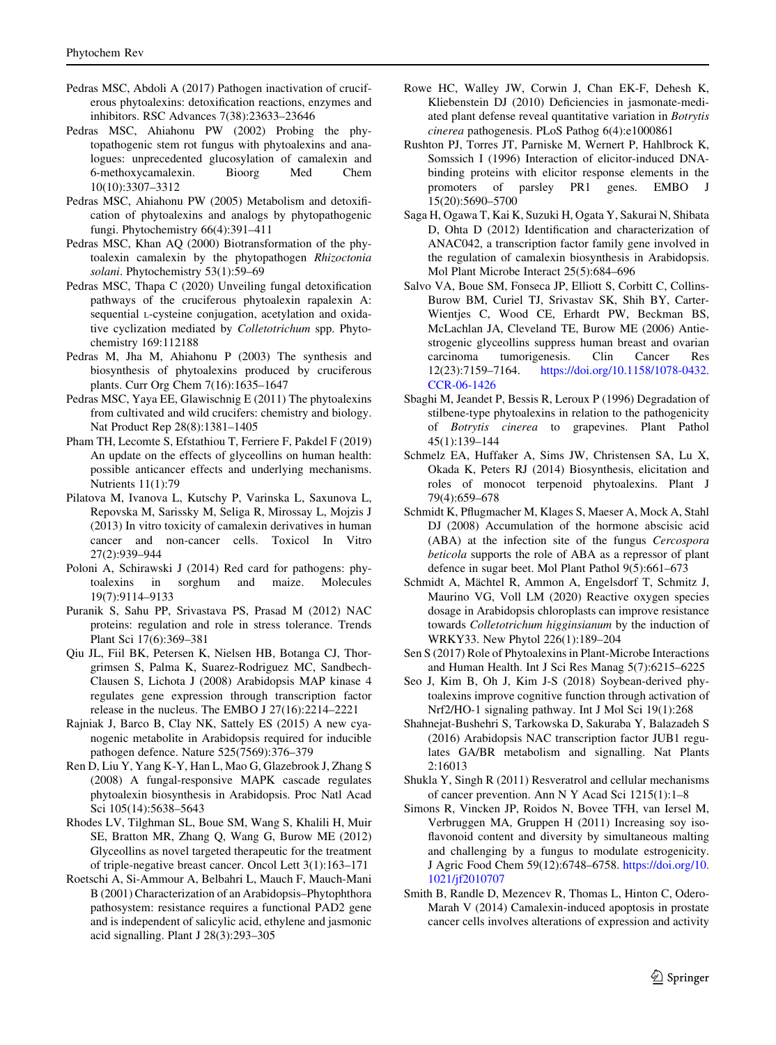Pedras MSC, Abdoli A (2017) Pathogen inactivation of cruciferous phytoalexins: detoxification reactions, enzymes and inhibitors. RSC Advances 7(38):23633–23646

Pedras MSC, Ahiahonu PW (2002) Probing the phytopathogenic stem rot fungus with phytoalexins and analogues: unprecedented glucosylation of camalexin and 6-methoxycamalexin. Bioorg Med Chem 10(10):3307–3312

Pedras MSC, Ahiahonu PW (2005) Metabolism and detoxification of phytoalexins and analogs by phytopathogenic fungi. Phytochemistry 66(4):391–411

Pedras MSC, Khan AQ (2000) Biotransformation of the phytoalexin camalexin by the phytopathogen *Rhizoctonia solani*. Phytochemistry 53(1):59–69

Pedras MSC, Thapa C (2020) Unveiling fungal detoxification pathways of the cruciferous phytoalexin rapalexin A: sequential L-cysteine conjugation, acetylation and oxidative cyclization mediated by *Colletotrichum* spp. Phytochemistry 169:112188

Pedras M, Jha M, Ahiahonu P (2003) The synthesis and biosynthesis of phytoalexins produced by cruciferous plants. Curr Org Chem 7(16):1635–1647

Pedras MSC, Yaya EE, Glawischnig E (2011) The phytoalexins from cultivated and wild crucifers: chemistry and biology. Nat Product Rep 28(8):1381–1405

Pham TH, Lecomte S, Efstathiou T, Ferriere F, Pakdel F (2019) An update on the effects of glyceollins on human health: possible anticancer effects and underlying mechanisms. Nutrients 11(1):79

Pilatova M, Ivanova L, Kutschy P, Varinska L, Saxunova L, Repovska M, Sarissky M, Seliga R, Mirossay L, Mojzis J (2013) In vitro toxicity of camalexin derivatives in human cancer and non-cancer cells. Toxicol In Vitro 27(2):939–944

Poloni A, Schirawski J (2014) Red card for pathogens: phytoalexins in sorghum and maize. Molecules 19(7):9114–9133

Puranik S, Sahu PP, Srivastava PS, Prasad M (2012) NAC proteins: regulation and role in stress tolerance. Trends Plant Sci 17(6):369–381

Qiu JL, Fiil BK, Petersen K, Nielsen HB, Botanga CJ, Thorgrimsen S, Palma K, Suarez-Rodriguez MC, Sandbech-Clausen S, Lichota J (2008) Arabidopsis MAP kinase 4 regulates gene expression through transcription factor release in the nucleus. The EMBO J 27(16):2214–2221

Rajniak J, Barco B, Clay NK, Sattely ES (2015) A new cyanogenic metabolite in Arabidopsis required for inducible pathogen defence. Nature 525(7569):376–379

Ren D, Liu Y, Yang K-Y, Han L, Mao G, Glazebrook J, Zhang S (2008) A fungal-responsive MAPK cascade regulates phytoalexin biosynthesis in Arabidopsis. Proc Natl Acad Sci 105(14):5638–5643

Rhodes LV, Tilghman SL, Boue SM, Wang S, Khalili H, Muir SE, Bratton MR, Zhang Q, Wang G, Burow ME (2012) Glyceollins as novel targeted therapeutic for the treatment of triple-negative breast cancer. Oncol Lett 3(1):163–171

Roetschi A, Si-Ammour A, Belbahri L, Mauch F, Mauch-Mani B (2001) Characterization of an Arabidopsis–Phytophthora pathosystem: resistance requires a functional PAD2 gene and is independent of salicylic acid, ethylene and jasmonic acid signalling. Plant J 28(3):293–305

Rowe HC, Walley JW, Corwin J, Chan EK-F, Dehesh K, Kliebenstein DJ (2010) Deficiencies in jasmonate-mediated plant defense reveal quantitative variation in *Botrytis cinerea* pathogenesis. PLoS Pathog 6(4):e1000861

Rushton PJ, Torres JT, Parniske M, Wernert P, Hahlbrock K, Somssich I (1996) Interaction of elicitor-induced DNA-binding proteins with elicitor response elements in the promoters of parsley PR1 genes. EMBO J 15(20):5690–5700

Saga H, Ogawa T, Kai K, Suzuki H, Ogata Y, Sakurai N, Shibata D, Ohta D (2012) Identification and characterization of ANAC042, a transcription factor family gene involved in the regulation of camalexin biosynthesis in Arabidopsis. Mol Plant Microbe Interact 25(5):684–696

Salvo VA, Boue SM, Fonseca JP, Elliott S, Corbitt C, Collins-Burow BM, Curiel TJ, Srivastav SK, Shih BY, Carter-Wientjes C, Wood CE, Erhardt PW, Beckman BS, McLachlan JA, Cleveland TE, Burow ME (2006) Antiestrogenic glyceollins suppress human breast and ovarian carcinoma tumorigenesis. Clin Cancer Res 12(23):7159–7164. https://doi.org/10.1158/1078-0432.CCR-06-1426

Sbaghi M, Jeandet P, Bessis R, Leroux P (1996) Degradation of stilbene-type phytoalexins in relation to the pathogenicity of *Botrytis cinerea* to grapevines. Plant Pathol 45(1):139–144

Schmelz EA, Huffaker A, Sims JW, Christensen SA, Lu X, Okada K, Peters RJ (2014) Biosynthesis, elicitation and roles of monocot terpenoid phytoalexins. Plant J 79(4):659–678

Schmidt K, Pflugmacher M, Klages S, Maeser A, Mock A, Stahl DJ (2008) Accumulation of the hormone abscisic acid (ABA) at the infection site of the fungus *Cercospora beticola* supports the role of ABA as a repressor of plant defence in sugar beet. Mol Plant Pathol 9(5):661–673

Schmidt A, Mächtel R, Ammon A, Engelsdorf T, Schmitz J, Maurino VG, Voll LM (2020) Reactive oxygen species dosage in Arabidopsis chloroplasts can improve resistance towards *Colletotrichum higginsianum* by the induction of WRKY33. New Phytol 226(1):189–204

Sen S (2017) Role of Phytoalexins in Plant-Microbe Interactions and Human Health. Int J Sci Res Manag 5(7):6215–6225

Seo J, Kim B, Oh J, Kim J-S (2018) Soybean-derived phytoalexins improve cognitive function through activation of Nrf2/HO-1 signaling pathway. Int J Mol Sci 19(1):268

Shahnejat-Bushehri S, Tarkowska D, Sakuraba Y, Balazadeh S (2016) Arabidopsis NAC transcription factor JUB1 regulates GA/BR metabolism and signalling. Nat Plants 2:16013

Shukla Y, Singh R (2011) Resveratrol and cellular mechanisms of cancer prevention. Ann N Y Acad Sci 1215(1):1–8

Simons R, Vincken JP, Roidos N, Bovee TFH, van Iersel M, Verbruggen MA, Gruppen H (2011) Increasing soy isoflavonoid content and diversity by simultaneous malting and challenging by a fungus to modulate estrogenicity. J Agric Food Chem 59(12):6748–6758. https://doi.org/10.1021/jf2010707

Smith B, Randle D, Mezencev R, Thomas L, Hinton C, Odero-Marah V (2014) Camalexin-induced apoptosis in prostate cancer cells involves alterations of expression and activity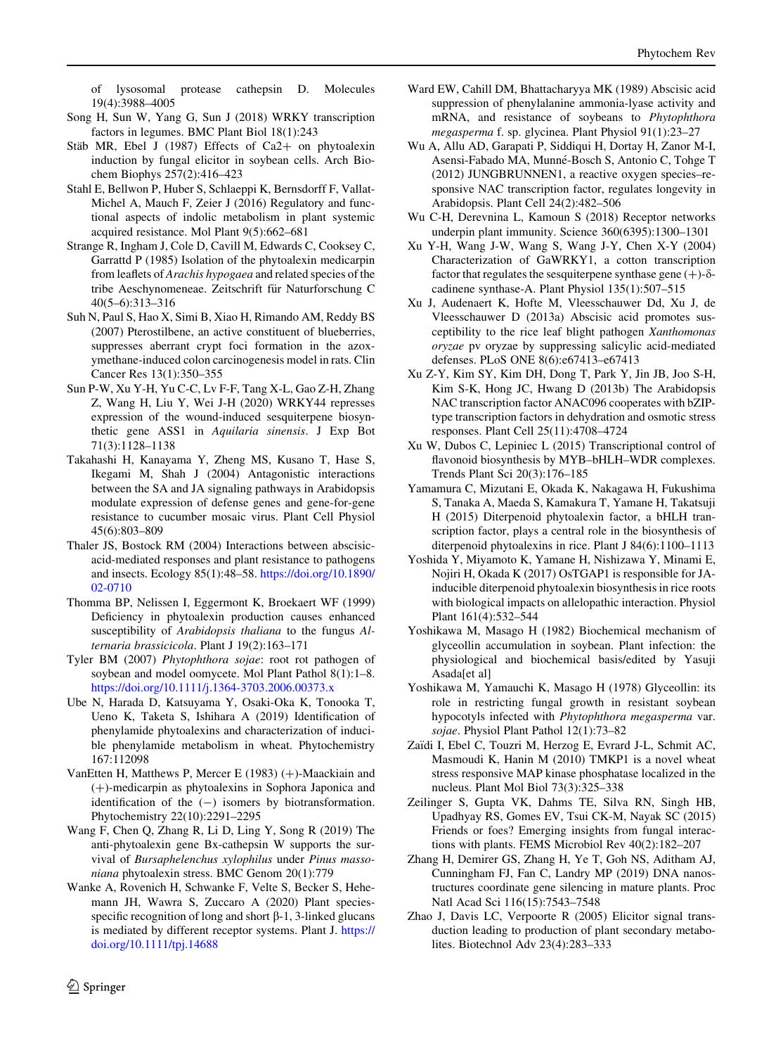of lysosomal protease cathepsin D. Molecules 19(4):3988–4005

Song H, Sun W, Yang G, Sun J (2018) WRKY transcription factors in legumes. BMC Plant Biol 18(1):243

Stäb MR, Ebel J (1987) Effects of Ca2+ on phytoalexin induction by fungal elicitor in soybean cells. Arch Biochem Biophys 257(2):416–423

Stahl E, Bellwon P, Huber S, Schlaeppi K, Bernsdorff F, Vallat-Michel A, Mauch F, Zeier J (2016) Regulatory and functional aspects of indolic metabolism in plant systemic acquired resistance. Mol Plant 9(5):662–681

Strange R, Ingham J, Cole D, Cavill M, Edwards C, Cooksey C, Garrattd P (1985) Isolation of the phytoalexin medicarpin from leaflets of *Arachis hypogaea* and related species of the tribe Aeschynomeneae. Zeitschrift für Naturforschung C 40(5–6):313–316

Suh N, Paul S, Hao X, Simi B, Xiao H, Rimando AM, Reddy BS (2007) Pterostilbene, an active constituent of blueberries, suppresses aberrant crypt foci formation in the azoxymethane-induced colon carcinogenesis model in rats. Clin Cancer Res 13(1):350–355

Sun P-W, Xu Y-H, Yu C-C, Lv F-F, Tang X-L, Gao Z-H, Zhang Z, Wang H, Liu Y, Wei J-H (2020) WRKY44 represses expression of the wound-induced sesquiterpene biosynthetic gene ASS1 in *Aquilaria sinensis*. J Exp Bot 71(3):1128–1138

Takahashi H, Kanayama Y, Zheng MS, Kusano T, Hase S, Ikegami M, Shah J (2004) Antagonistic interactions between the SA and JA signaling pathways in Arabidopsis modulate expression of defense genes and gene-for-gene resistance to cucumber mosaic virus. Plant Cell Physiol 45(6):803–809

Thaler JS, Bostock RM (2004) Interactions between abscisic-acid-mediated responses and plant resistance to pathogens and insects. Ecology 85(1):48–58. https://doi.org/10.1890/02-0710

Thomma BP, Nelissen I, Eggermont K, Broekaert WF (1999) Deficiency in phytoalexin production causes enhanced susceptibility of *Arabidopsis thaliana* to the fungus *Alternaria brassicicola*. Plant J 19(2):163–171

Tyler BM (2007) *Phytophthora sojae*: root rot pathogen of soybean and model oomycete. Mol Plant Pathol 8(1):1–8. https://doi.org/10.1111/j.1364-3703.2006.00373.x

Ube N, Harada D, Katsuyama Y, Osaki-Oka K, Tonooka T, Ueno K, Taketa S, Ishihara A (2019) Identification of phenylamide phytoalexins and characterization of inducible phenylamide metabolism in wheat. Phytochemistry 167:112098

VanEtten H, Matthews P, Mercer E (1983) (+)-Maackiain and (+)-medicarpin as phytoalexins in Sophora Japonica and identification of the (−) isomers by biotransformation. Phytochemistry 22(10):2291–2295

Wang F, Chen Q, Zhang R, Li D, Ling Y, Song R (2019) The anti-phytoalexin gene Bx-cathepsin W supports the survival of *Bursaphelenchus xylophilus* under *Pinus massoniana* phytoalexin stress. BMC Genom 20(1):779

Wanke A, Rovenich H, Schwanke F, Velte S, Becker S, Hehemann JH, Wawra S, Zuccaro A (2020) Plant species-specific recognition of long and short β-1, 3-linked glucans is mediated by different receptor systems. Plant J. https://doi.org/10.1111/tpj.14688

Ward EW, Cahill DM, Bhattacharyya MK (1989) Abscisic acid suppression of phenylalanine ammonia-lyase activity and mRNA, and resistance of soybeans to *Phytophthora megasperma* f. sp. glycinea. Plant Physiol 91(1):23–27

Wu A, Allu AD, Garapati P, Siddiqui H, Dortay H, Zanor M-I, Asensi-Fabado MA, Munné-Bosch S, Antonio C, Tohge T (2012) JUNGBRUNNEN1, a reactive oxygen species–responsive NAC transcription factor, regulates longevity in Arabidopsis. Plant Cell 24(2):482–506

Wu C-H, Derevnina L, Kamoun S (2018) Receptor networks underpin plant immunity. Science 360(6395):1300–1301

Xu Y-H, Wang J-W, Wang S, Wang J-Y, Chen X-Y (2004) Characterization of GaWRKY1, a cotton transcription factor that regulates the sesquiterpene synthase gene (+)-δ-cadinene synthase-A. Plant Physiol 135(1):507–515

Xu J, Audenaert K, Hofte M, Vleesschauwer Dd, Xu J, de Vleesschauwer D (2013a) Abscisic acid promotes susceptibility to the rice leaf blight pathogen *Xanthomonas oryzae* pv oryzae by suppressing salicylic acid-mediated defenses. PLoS ONE 8(6):e67413–e67413

Xu Z-Y, Kim SY, Kim DH, Dong T, Park Y, Jin JB, Joo S-H, Kim S-K, Hong JC, Hwang D (2013b) The Arabidopsis NAC transcription factor ANAC096 cooperates with bZIP-type transcription factors in dehydration and osmotic stress responses. Plant Cell 25(11):4708–4724

Xu W, Dubos C, Lepiniec L (2015) Transcriptional control of flavonoid biosynthesis by MYB–bHLH–WDR complexes. Trends Plant Sci 20(3):176–185

Yamamura C, Mizutani E, Okada K, Nakagawa H, Fukushima S, Tanaka A, Maeda S, Kamakura T, Yamane H, Takatsuji H (2015) Diterpenoid phytoalexin factor, a bHLH transcription factor, plays a central role in the biosynthesis of diterpenoid phytoalexins in rice. Plant J 84(6):1100–1113

Yoshida Y, Miyamoto K, Yamane H, Nishizawa Y, Minami E, Nojiri H, Okada K (2017) OsTGAP1 is responsible for JA-inducible diterpenoid phytoalexin biosynthesis in rice roots with biological impacts on allelopathic interaction. Physiol Plant 161(4):532–544

Yoshikawa M, Masago H (1982) Biochemical mechanism of glyceollin accumulation in soybean. Plant infection: the physiological and biochemical basis/edited by Yasuji Asada[et al]

Yoshikawa M, Yamauchi K, Masago H (1978) Glyceollin: its role in restricting fungal growth in resistant soybean hypocotyls infected with *Phytophthora megasperma* var. *sojae*. Physiol Plant Pathol 12(1):73–82

Zaïdi I, Ebel C, Touzri M, Herzog E, Evrard J-L, Schmit AC, Masmoudi K, Hanin M (2010) TMKP1 is a novel wheat stress responsive MAP kinase phosphatase localized in the nucleus. Plant Mol Biol 73(3):325–338

Zeilinger S, Gupta VK, Dahms TE, Silva RN, Singh HB, Upadhyay RS, Gomes EV, Tsui CK-M, Nayak SC (2015) Friends or foes? Emerging insights from fungal interactions with plants. FEMS Microbiol Rev 40(2):182–207

Zhang H, Demirer GS, Zhang H, Ye T, Goh NS, Aditham AJ, Cunningham FJ, Fan C, Landry MP (2019) DNA nanostructures coordinate gene silencing in mature plants. Proc Natl Acad Sci 116(15):7543–7548

Zhao J, Davis LC, Verpoorte R (2005) Elicitor signal transduction leading to production of plant secondary metabolites. Biotechnol Adv 23(4):283–333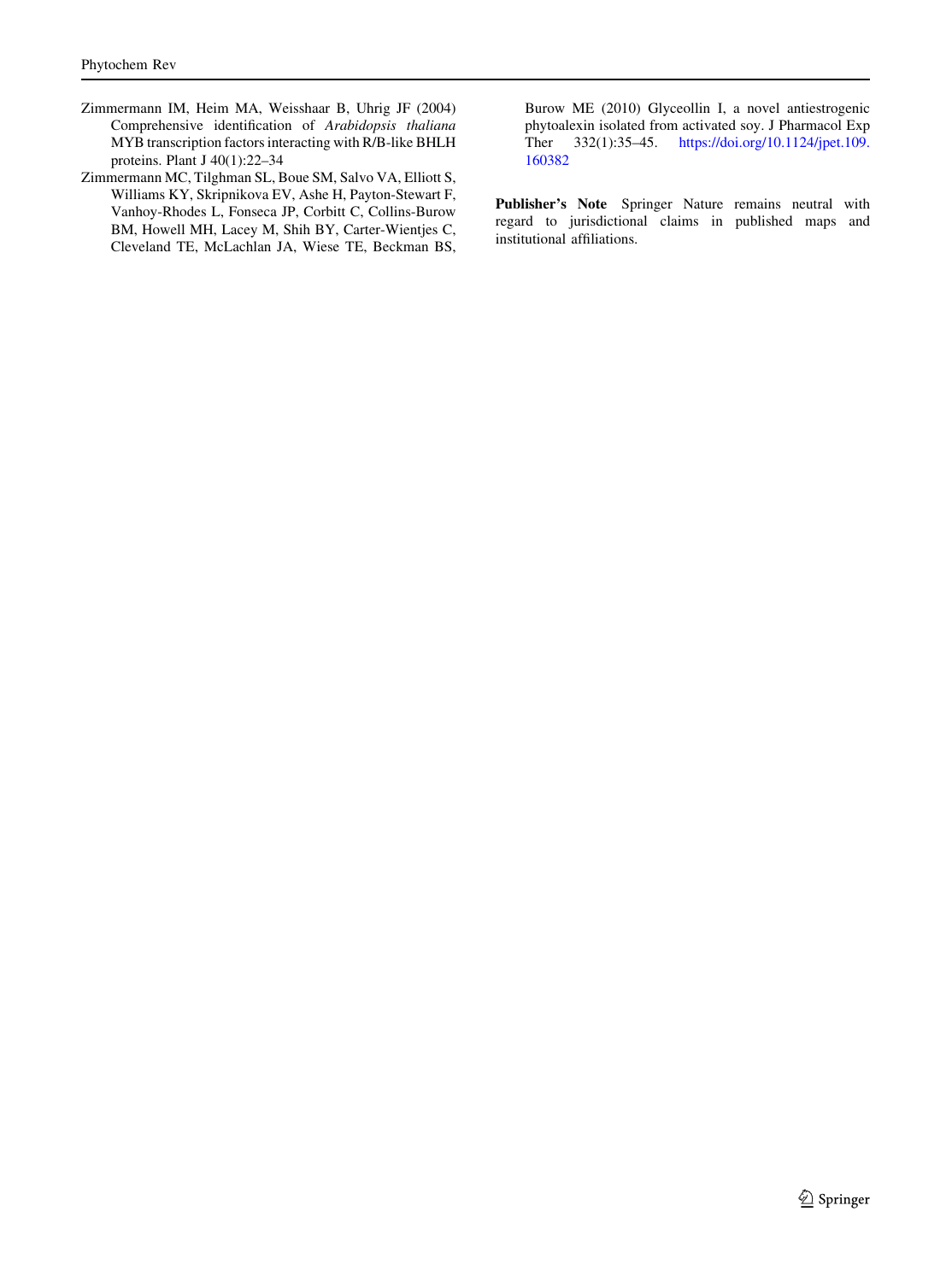Zimmermann IM, Heim MA, Weisshaar B, Uhrig JF (2004) Comprehensive identification of *Arabidopsis thaliana* MYB transcription factors interacting with R/B-like BHLH proteins. Plant J 40(1):22–34

Zimmermann MC, Tilghman SL, Boue SM, Salvo VA, Elliott S, Williams KY, Skripnikova EV, Ashe H, Payton-Stewart F, Vanhoy-Rhodes L, Fonseca JP, Corbitt C, Collins-Burow BM, Howell MH, Lacey M, Shih BY, Carter-Wientjes C, Cleveland TE, McLachlan JA, Wiese TE, Beckman BS, Burow ME (2010) Glyceollin I, a novel antiestrogenic phytoalexin isolated from activated soy. J Pharmacol Exp Ther 332(1):35–45. https://doi.org/10.1124/jpet.109.160382

**Publisher's Note** Springer Nature remains neutral with regard to jurisdictional claims in published maps and institutional affiliations.